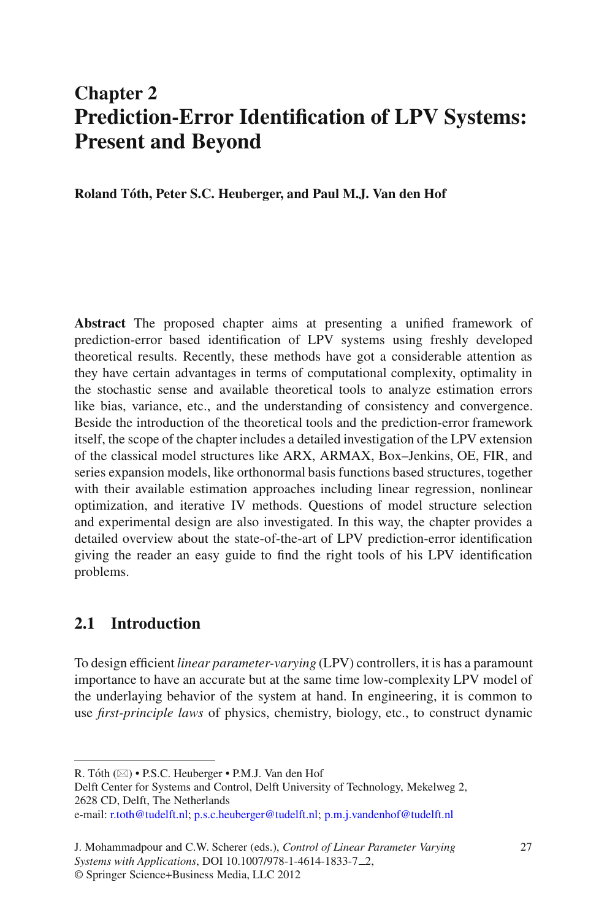# Chapter 2
# Prediction-Error Identification of LPV Systems: Present and Beyond

**Roland Tóth, Peter S.C. Heuberger, and Paul M.J. Van den Hof**

**Abstract** The proposed chapter aims at presenting a unified framework of prediction-error based identification of LPV systems using freshly developed theoretical results. Recently, these methods have got a considerable attention as they have certain advantages in terms of computational complexity, optimality in the stochastic sense and available theoretical tools to analyze estimation errors like bias, variance, etc., and the understanding of consistency and convergence. Beside the introduction of the theoretical tools and the prediction-error framework itself, the scope of the chapter includes a detailed investigation of the LPV extension of the classical model structures like ARX, ARMAX, Box–Jenkins, OE, FIR, and series expansion models, like orthonormal basis functions based structures, together with their available estimation approaches including linear regression, nonlinear optimization, and iterative IV methods. Questions of model structure selection and experimental design are also investigated. In this way, the chapter provides a detailed overview about the state-of-the-art of LPV prediction-error identification giving the reader an easy guide to find the right tools of his LPV identification problems.

## 2.1 Introduction

To design efficient *linear parameter-varying* (LPV) controllers, it is has a paramount importance to have an accurate but at the same time low-complexity LPV model of the underlaying behavior of the system at hand. In engineering, it is common to use *first-principle laws* of physics, chemistry, biology, etc., to construct dynamic

---

R. Tóth (✉) • P.S.C. Heuberger • P.M.J. Van den Hof
Delft Center for Systems and Control, Delft University of Technology, Mekelweg 2, 2628 CD, Delft, The Netherlands
e-mail: r.toth@tudelft.nl; p.s.c.heuberger@tudelft.nl; p.m.j.vandenhof@tudelft.nl

J. Mohammadpour and C.W. Scherer (eds.), *Control of Linear Parameter Varying Systems with Applications*, DOI 10.1007/978-1-4614-1833-7_2,
© Springer Science+Business Media, LLC 2012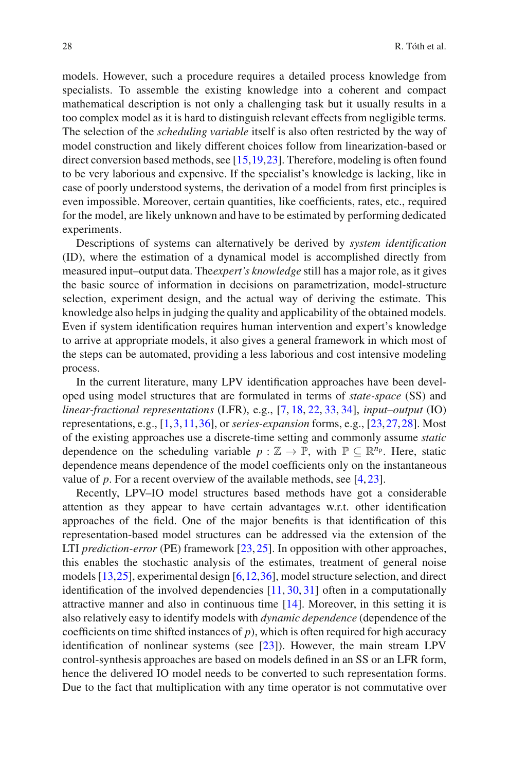models. However, such a procedure requires a detailed process knowledge from specialists. To assemble the existing knowledge into a coherent and compact mathematical description is not only a challenging task but it usually results in a too complex model as it is hard to distinguish relevant effects from negligible terms. The selection of the *scheduling variable* itself is also often restricted by the way of model construction and likely different choices follow from linearization-based or direct conversion based methods, see [15,19,23]. Therefore, modeling is often found to be very laborious and expensive. If the specialist's knowledge is lacking, like in case of poorly understood systems, the derivation of a model from first principles is even impossible. Moreover, certain quantities, like coefficients, rates, etc., required for the model, are likely unknown and have to be estimated by performing dedicated experiments.

Descriptions of systems can alternatively be derived by *system identification* (ID), where the estimation of a dynamical model is accomplished directly from measured input–output data. The*expert's knowledge* still has a major role, as it gives the basic source of information in decisions on parametrization, model-structure selection, experiment design, and the actual way of deriving the estimate. This knowledge also helps in judging the quality and applicability of the obtained models. Even if system identification requires human intervention and expert's knowledge to arrive at appropriate models, it also gives a general framework in which most of the steps can be automated, providing a less laborious and cost intensive modeling process.

In the current literature, many LPV identification approaches have been developed using model structures that are formulated in terms of *state-space* (SS) and *linear-fractional representations* (LFR), e.g., [7, 18, 22, 33, 34], *input–output* (IO) representations, e.g., [1,3,11,36], or *series-expansion* forms, e.g., [23,27,28]. Most of the existing approaches use a discrete-time setting and commonly assume *static* dependence on the scheduling variable $p : \mathbb{Z} \to \mathbb{P}$, with $\mathbb{P} \subseteq \mathbb{R}^{n_\mathrm{P}}$. Here, static dependence means dependence of the model coefficients only on the instantaneous value of $p$. For a recent overview of the available methods, see [4, 23].

Recently, LPV–IO model structures based methods have got a considerable attention as they appear to have certain advantages w.r.t. other identification approaches of the field. One of the major benefits is that identification of this representation-based model structures can be addressed via the extension of the LTI *prediction-error* (PE) framework [23, 25]. In opposition with other approaches, this enables the stochastic analysis of the estimates, treatment of general noise models [13,25], experimental design [6,12,36], model structure selection, and direct identification of the involved dependencies [11, 30, 31] often in a computationally attractive manner and also in continuous time [14]. Moreover, in this setting it is also relatively easy to identify models with *dynamic dependence* (dependence of the coefficients on time shifted instances of $p$), which is often required for high accuracy identification of nonlinear systems (see [23]). However, the main stream LPV control-synthesis approaches are based on models defined in an SS or an LFR form, hence the delivered IO model needs to be converted to such representation forms. Due to the fact that multiplication with any time operator is not commutative over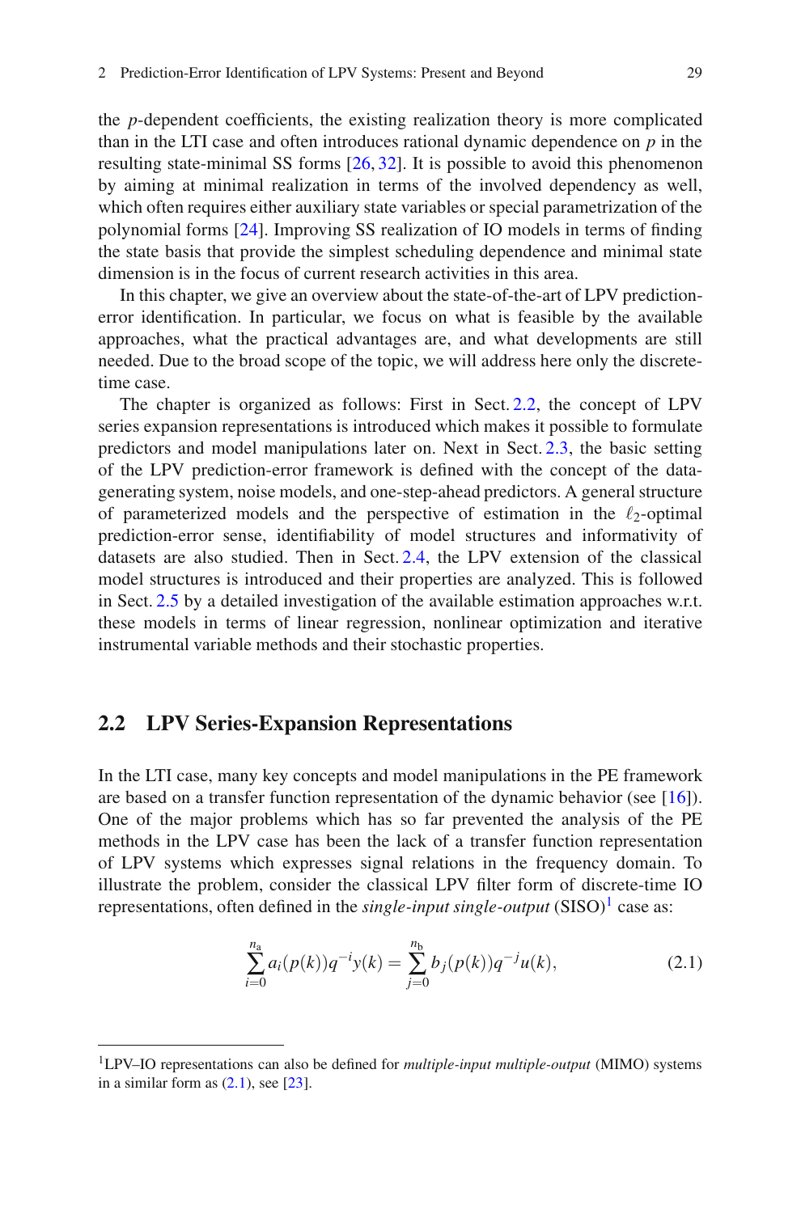the $p$-dependent coefficients, the existing realization theory is more complicated than in the LTI case and often introduces rational dynamic dependence on $p$ in the resulting state-minimal SS forms [26, 32]. It is possible to avoid this phenomenon by aiming at minimal realization in terms of the involved dependency as well, which often requires either auxiliary state variables or special parametrization of the polynomial forms [24]. Improving SS realization of IO models in terms of finding the state basis that provide the simplest scheduling dependence and minimal state dimension is in the focus of current research activities in this area.

In this chapter, we give an overview about the state-of-the-art of LPV prediction-error identification. In particular, we focus on what is feasible by the available approaches, what the practical advantages are, and what developments are still needed. Due to the broad scope of the topic, we will address here only the discrete-time case.

The chapter is organized as follows: First in Sect. 2.2, the concept of LPV series expansion representations is introduced which makes it possible to formulate predictors and model manipulations later on. Next in Sect. 2.3, the basic setting of the LPV prediction-error framework is defined with the concept of the data-generating system, noise models, and one-step-ahead predictors. A general structure of parameterized models and the perspective of estimation in the $\ell_2$-optimal prediction-error sense, identifiability of model structures and informativity of datasets are also studied. Then in Sect. 2.4, the LPV extension of the classical model structures is introduced and their properties are analyzed. This is followed in Sect. 2.5 by a detailed investigation of the available estimation approaches w.r.t. these models in terms of linear regression, nonlinear optimization and iterative instrumental variable methods and their stochastic properties.

## 2.2 LPV Series-Expansion Representations

In the LTI case, many key concepts and model manipulations in the PE framework are based on a transfer function representation of the dynamic behavior (see [16]). One of the major problems which has so far prevented the analysis of the PE methods in the LPV case has been the lack of a transfer function representation of LPV systems which expresses signal relations in the frequency domain. To illustrate the problem, consider the classical LPV filter form of discrete-time IO representations, often defined in the *single-input single-output* (SISO)[1] case as:

$$\sum_{i=0}^{n_a} a_i(p(k))q^{-i}y(k) = \sum_{j=0}^{n_b} b_j(p(k))q^{-j}u(k), \tag{2.1}$$

[1] LPV–IO representations can also be defined for *multiple-input multiple-output* (MIMO) systems in a similar form as (2.1), see [23].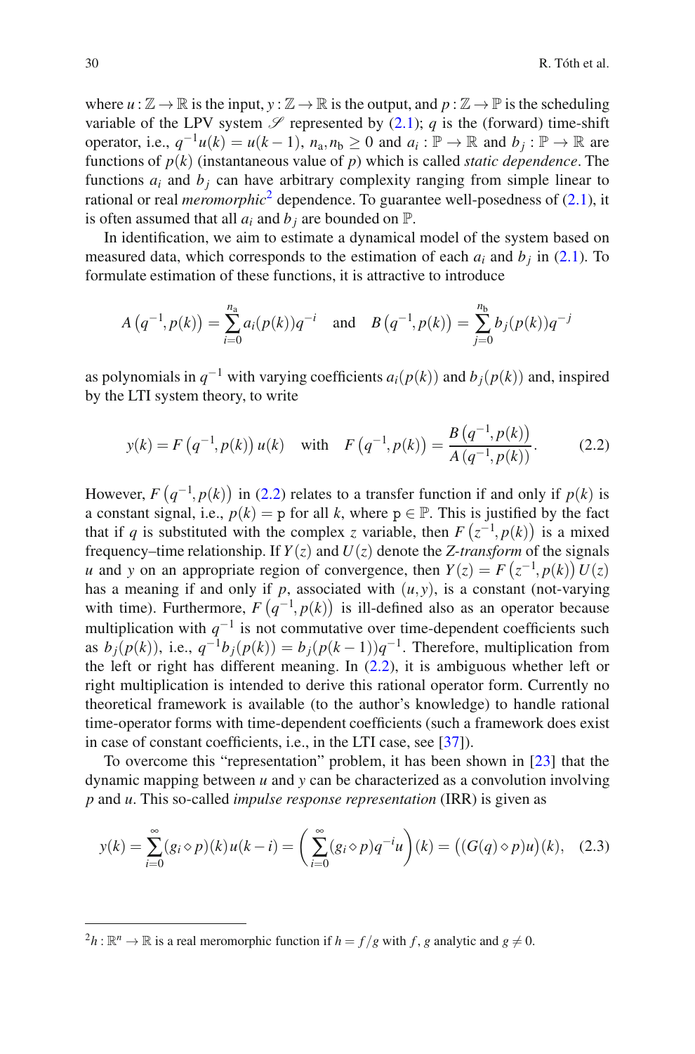where $u : \mathbb{Z} \to \mathbb{R}$ is the input, $y : \mathbb{Z} \to \mathbb{R}$ is the output, and $p : \mathbb{Z} \to \mathbb{P}$ is the scheduling variable of the LPV system $\mathscr{S}$ represented by (2.1); $q$ is the (forward) time-shift operator, i.e., $q^{-1}u(k) = u(k-1)$, $n_\mathrm{a}, n_\mathrm{b} \geq 0$ and $a_i : \mathbb{P} \to \mathbb{R}$ and $b_j : \mathbb{P} \to \mathbb{R}$ are functions of $p(k)$ (instantaneous value of $p$) which is called *static dependence*. The functions $a_i$ and $b_j$ can have arbitrary complexity ranging from simple linear to rational or real *meromorphic*[2] dependence. To guarantee well-posedness of (2.1), it is often assumed that all $a_i$ and $b_j$ are bounded on $\mathbb{P}$.

In identification, we aim to estimate a dynamical model of the system based on measured data, which corresponds to the estimation of each $a_i$ and $b_j$ in (2.1). To formulate estimation of these functions, it is attractive to introduce

$$A\left(q^{-1}, p(k)\right) = \sum_{i=0}^{n_\mathrm{a}} a_i(p(k))q^{-i} \quad \text{and} \quad B\left(q^{-1}, p(k)\right) = \sum_{j=0}^{n_\mathrm{b}} b_j(p(k))q^{-j}$$

as polynomials in $q^{-1}$ with varying coefficients $a_i(p(k))$ and $b_j(p(k))$ and, inspired by the LTI system theory, to write

$$y(k) = F\left(q^{-1}, p(k)\right) u(k) \quad \text{with} \quad F\left(q^{-1}, p(k)\right) = \frac{B\left(q^{-1}, p(k)\right)}{A\left(q^{-1}, p(k)\right)}. \tag{2.2}$$

However, $F\left(q^{-1}, p(k)\right)$ in (2.2) relates to a transfer function if and only if $p(k)$ is a constant signal, i.e., $p(k) = \mathtt{p}$ for all $k$, where $\mathtt{p} \in \mathbb{P}$. This is justified by the fact that if $q$ is substituted with the complex $z$ variable, then $F\left(z^{-1}, p(k)\right)$ is a mixed frequency–time relationship. If $Y(z)$ and $U(z)$ denote the *Z-transform* of the signals $u$ and $y$ on an appropriate region of convergence, then $Y(z) = F\left(z^{-1}, p(k)\right) U(z)$ has a meaning if and only if $p$, associated with $(u, y)$, is a constant (not-varying with time). Furthermore, $F\left(q^{-1}, p(k)\right)$ is ill-defined also as an operator because multiplication with $q^{-1}$ is not commutative over time-dependent coefficients such as $b_j(p(k))$, i.e., $q^{-1}b_j(p(k)) = b_j(p(k-1))q^{-1}$. Therefore, multiplication from the left or right has different meaning. In (2.2), it is ambiguous whether left or right multiplication is intended to derive this rational operator form. Currently no theoretical framework is available (to the author's knowledge) to handle rational time-operator forms with time-dependent coefficients (such a framework does exist in case of constant coefficients, i.e., in the LTI case, see [37]).

To overcome this "representation" problem, it has been shown in [23] that the dynamic mapping between $u$ and $y$ can be characterized as a convolution involving $p$ and $u$. This so-called *impulse response representation* (IRR) is given as

$$y(k) = \sum_{i=0}^{\infty} (g_i \diamond p)(k)u(k-i) = \left(\sum_{i=0}^{\infty} (g_i \diamond p)q^{-i}u\right)(k) = \big((G(q) \diamond p)u\big)(k), \tag{2.3}$$

[2] $h : \mathbb{R}^n \to \mathbb{R}$ is a real meromorphic function if $h = f/g$ with $f$, $g$ analytic and $g \neq 0$.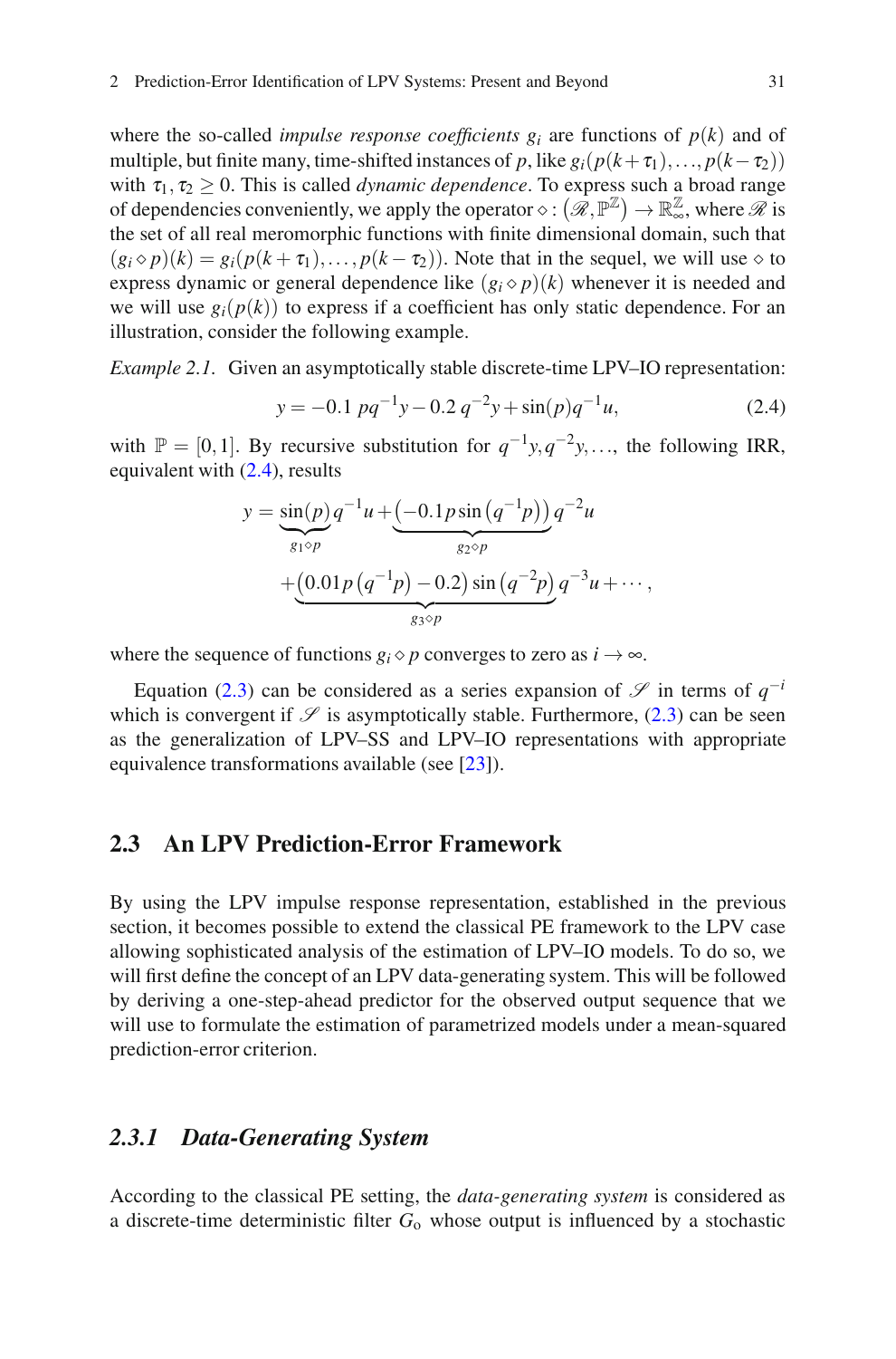where the so-called *impulse response coefficients* $g_i$ are functions of $p(k)$ and of multiple, but finite many, time-shifted instances of $p$, like $g_i(p(k+\tau_1),\ldots,p(k-\tau_2))$ with $\tau_1,\tau_2 \geq 0$. This is called *dynamic dependence*. To express such a broad range of dependencies conveniently, we apply the operator $\diamond : (\mathscr{R}, \mathbb{P}^{\mathbb{Z}}) \to \mathbb{R}^{\mathbb{Z}}_{\infty}$, where $\mathscr{R}$ is the set of all real meromorphic functions with finite dimensional domain, such that $(g_i \diamond p)(k) = g_i(p(k+\tau_1),\ldots,p(k-\tau_2))$. Note that in the sequel, we will use $\diamond$ to express dynamic or general dependence like $(g_i \diamond p)(k)$ whenever it is needed and we will use $g_i(p(k))$ to express if a coefficient has only static dependence. For an illustration, consider the following example.

*Example 2.1.* Given an asymptotically stable discrete-time LPV–IO representation:

$$y = -0.1\, pq^{-1}y - 0.2\, q^{-2}y + \sin(p)q^{-1}u, \tag{2.4}$$

with $\mathbb{P} = [0,1]$. By recursive substitution for $q^{-1}y, q^{-2}y, \ldots$, the following IRR, equivalent with (2.4), results

$$\begin{aligned} y = {} & \underbrace{\sin(p)}_{g_1 \diamond p} q^{-1}u + \underbrace{\left(-0.1p\sin\left(q^{-1}p\right)\right)}_{g_2 \diamond p} q^{-2}u \\ & + \underbrace{\left(0.01p\left(q^{-1}p\right) - 0.2\right)\sin\left(q^{-2}p\right)}_{g_3 \diamond p} q^{-3}u + \cdots, \end{aligned}$$

where the sequence of functions $g_i \diamond p$ converges to zero as $i \to \infty$.

Equation (2.3) can be considered as a series expansion of $\mathscr{S}$ in terms of $q^{-i}$ which is convergent if $\mathscr{S}$ is asymptotically stable. Furthermore, (2.3) can be seen as the generalization of LPV–SS and LPV–IO representations with appropriate equivalence transformations available (see [23]).

## 2.3 An LPV Prediction-Error Framework

By using the LPV impulse response representation, established in the previous section, it becomes possible to extend the classical PE framework to the LPV case allowing sophisticated analysis of the estimation of LPV–IO models. To do so, we will first define the concept of an LPV data-generating system. This will be followed by deriving a one-step-ahead predictor for the observed output sequence that we will use to formulate the estimation of parametrized models under a mean-squared prediction-error criterion.

### *2.3.1 Data-Generating System*

According to the classical PE setting, the *data-generating system* is considered as a discrete-time deterministic filter $G_{\mathrm{o}}$ whose output is influenced by a stochastic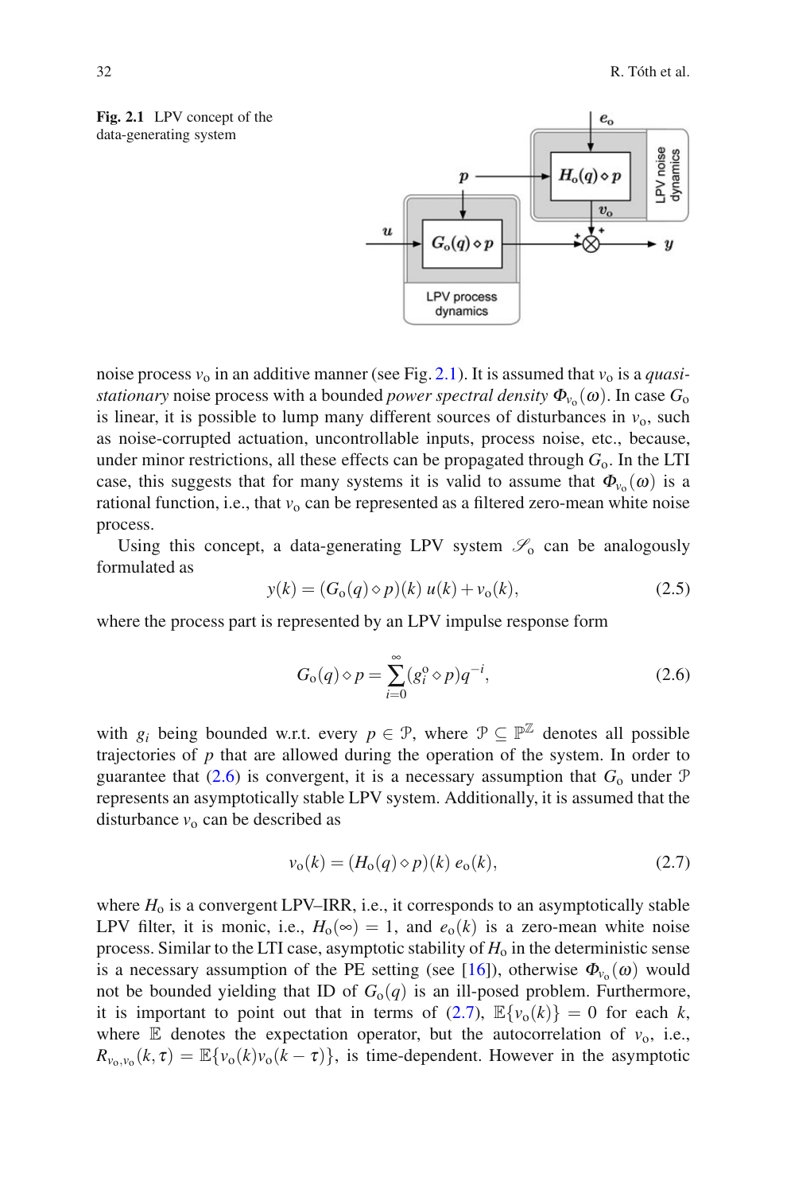**Fig. 2.1** LPV concept of the data-generating system

noise process $v_o$ in an additive manner (see Fig. 2.1). It is assumed that $v_o$ is a *quasi-stationary* noise process with a bounded *power spectral density* $\Phi_{v_o}(\omega)$. In case $G_o$ is linear, it is possible to lump many different sources of disturbances in $v_o$, such as noise-corrupted actuation, uncontrollable inputs, process noise, etc., because, under minor restrictions, all these effects can be propagated through $G_o$. In the LTI case, this suggests that for many systems it is valid to assume that $\Phi_{v_o}(\omega)$ is a rational function, i.e., that $v_o$ can be represented as a filtered zero-mean white noise process.

Using this concept, a data-generating LPV system $\mathscr{S}_o$ can be analogously formulated as

$$y(k) = (G_o(q) \diamond p)(k)\, u(k) + v_o(k), \tag{2.5}$$

where the process part is represented by an LPV impulse response form

$$G_o(q) \diamond p = \sum_{i=0}^{\infty} (g_i^o \diamond p) q^{-i}, \tag{2.6}$$

with $g_i$ being bounded w.r.t. every $p \in \mathcal{P}$, where $\mathcal{P} \subseteq \mathbb{P}^{\mathbb{Z}}$ denotes all possible trajectories of $p$ that are allowed during the operation of the system. In order to guarantee that (2.6) is convergent, it is a necessary assumption that $G_o$ under $\mathcal{P}$ represents an asymptotically stable LPV system. Additionally, it is assumed that the disturbance $v_o$ can be described as

$$v_o(k) = (H_o(q) \diamond p)(k)\, e_o(k), \tag{2.7}$$

where $H_o$ is a convergent LPV–IRR, i.e., it corresponds to an asymptotically stable LPV filter, it is monic, i.e., $H_o(\infty) = 1$, and $e_o(k)$ is a zero-mean white noise process. Similar to the LTI case, asymptotic stability of $H_o$ in the deterministic sense is a necessary assumption of the PE setting (see [16]), otherwise $\Phi_{v_o}(\omega)$ would not be bounded yielding that ID of $G_o(q)$ is an ill-posed problem. Furthermore, it is important to point out that in terms of (2.7), $\mathbb{E}\{v_o(k)\} = 0$ for each $k$, where $\mathbb{E}$ denotes the expectation operator, but the autocorrelation of $v_o$, i.e., $R_{v_o,v_o}(k,\tau) = \mathbb{E}\{v_o(k)v_o(k-\tau)\}$, is time-dependent. However in the asymptotic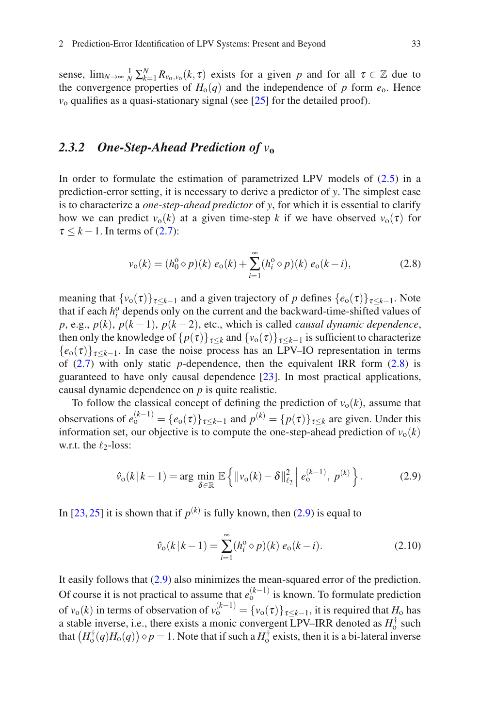sense, $\lim_{N\to\infty}\frac{1}{N}\sum_{k=1}^{N} R_{v_o,v_o}(k,\tau)$ exists for a given $p$ and for all $\tau\in\mathbb{Z}$ due to the convergence properties of $H_o(q)$ and the independence of $p$ form $e_o$. Hence $v_o$ qualifies as a quasi-stationary signal (see [25] for the detailed proof).

### 2.3.2 *One-Step-Ahead Prediction of* $v_o$

In order to formulate the estimation of parametrized LPV models of (2.5) in a prediction-error setting, it is necessary to derive a predictor of $y$. The simplest case is to characterize a *one-step-ahead predictor* of $y$, for which it is essential to clarify how we can predict $v_o(k)$ at a given time-step $k$ if we have observed $v_o(\tau)$ for $\tau\leq k-1$. In terms of (2.7):

$$v_o(k) = (h_0^o \diamond p)(k)\, e_o(k) + \sum_{i=1}^{\infty} (h_i^o \diamond p)(k)\, e_o(k-i), \tag{2.8}$$

meaning that $\{v_o(\tau)\}_{\tau\leq k-1}$ and a given trajectory of $p$ defines $\{e_o(\tau)\}_{\tau\leq k-1}$. Note that if each $h_i^o$ depends only on the current and the backward-time-shifted values of $p$, e.g., $p(k)$, $p(k-1)$, $p(k-2)$, etc., which is called *causal dynamic dependence*, then only the knowledge of $\{p(\tau)\}_{\tau\leq k}$ and $\{v_o(\tau)\}_{\tau\leq k-1}$ is sufficient to characterize $\{e_o(\tau)\}_{\tau\leq k-1}$. In case the noise process has an LPV–IO representation in terms of (2.7) with only static $p$-dependence, then the equivalent IRR form (2.8) is guaranteed to have only causal dependence [23]. In most practical applications, causal dynamic dependence on $p$ is quite realistic.

To follow the classical concept of defining the prediction of $v_o(k)$, assume that observations of $e_o^{(k-1)} = \{e_o(\tau)\}_{\tau\leq k-1}$ and $p^{(k)} = \{p(\tau)\}_{\tau\leq k}$ are given. Under this information set, our objective is to compute the one-step-ahead prediction of $v_o(k)$ w.r.t. the $\ell_2$-loss:

$$\hat{v}_o(k\,|\,k-1) = \arg\min_{\delta\in\mathbb{R}} \mathbb{E}\left\{ \|v_o(k)-\delta\|_{\ell_2}^2 \,\middle|\, e_o^{(k-1)},\ p^{(k)} \right\}. \tag{2.9}$$

In [23, 25] it is shown that if $p^{(k)}$ is fully known, then (2.9) is equal to

$$\hat{v}_o(k\,|\,k-1) = \sum_{i=1}^{\infty} (h_i^o \diamond p)(k)\, e_o(k-i). \tag{2.10}$$

It easily follows that (2.9) also minimizes the mean-squared error of the prediction. Of course it is not practical to assume that $e_o^{(k-1)}$ is known. To formulate prediction of $v_o(k)$ in terms of observation of $v_o^{(k-1)} = \{v_o(\tau)\}_{\tau\leq k-1}$, it is required that $H_o$ has a stable inverse, i.e., there exists a monic convergent LPV–IRR denoted as $H_o^\dagger$ such that $\left(H_o^\dagger(q)H_o(q)\right)\diamond p = 1$. Note that if such a $H_o^\dagger$ exists, then it is a bi-lateral inverse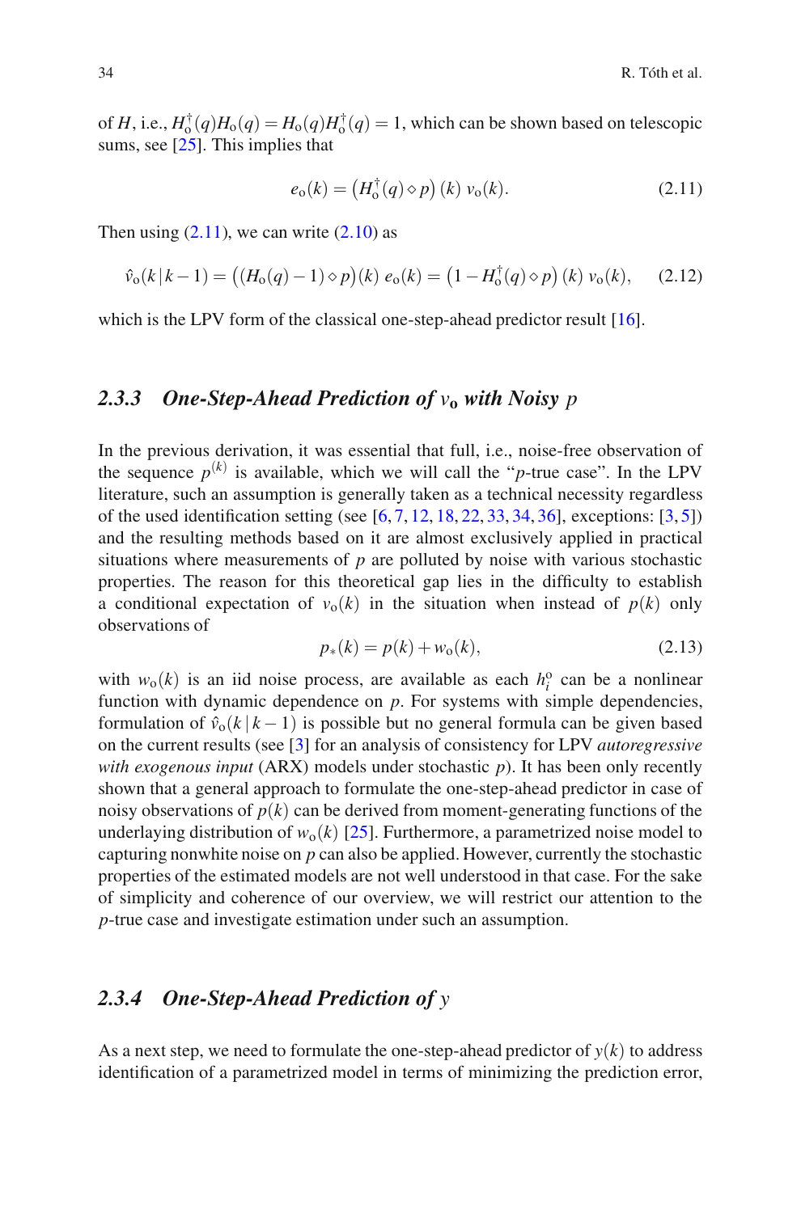of $H$, i.e., $H_{\mathrm{o}}^{\dagger}(q)H_{\mathrm{o}}(q) = H_{\mathrm{o}}(q)H_{\mathrm{o}}^{\dagger}(q) = 1$, which can be shown based on telescopic sums, see [25]. This implies that

$$e_{\mathrm{o}}(k) = \left(H_{\mathrm{o}}^{\dagger}(q) \diamond p\right)(k)\; v_{\mathrm{o}}(k). \tag{2.11}$$

Then using (2.11), we can write (2.10) as

$$\hat{v}_{\mathrm{o}}(k\,|\,k-1) = \big((H_{\mathrm{o}}(q) - 1) \diamond p\big)(k)\; e_{\mathrm{o}}(k) = \left(1 - H_{\mathrm{o}}^{\dagger}(q) \diamond p\right)(k)\; v_{\mathrm{o}}(k), \tag{2.12}$$

which is the LPV form of the classical one-step-ahead predictor result [16].

### 2.3.3 One-Step-Ahead Prediction of $v_{\mathrm{o}}$ with Noisy $p$

In the previous derivation, it was essential that full, i.e., noise-free observation of the sequence $p^{(k)}$ is available, which we will call the "$p$-true case". In the LPV literature, such an assumption is generally taken as a technical necessity regardless of the used identification setting (see [6, 7, 12, 18, 22, 33, 34, 36], exceptions: [3, 5]) and the resulting methods based on it are almost exclusively applied in practical situations where measurements of $p$ are polluted by noise with various stochastic properties. The reason for this theoretical gap lies in the difficulty to establish a conditional expectation of $v_{\mathrm{o}}(k)$ in the situation when instead of $p(k)$ only observations of

$$p_{*}(k) = p(k) + w_{\mathrm{o}}(k), \tag{2.13}$$

with $w_{\mathrm{o}}(k)$ is an iid noise process, are available as each $h_i^{\mathrm{o}}$ can be a nonlinear function with dynamic dependence on $p$. For systems with simple dependencies, formulation of $\hat{v}_{\mathrm{o}}(k\,|\,k-1)$ is possible but no general formula can be given based on the current results (see [3] for an analysis of consistency for LPV *autoregressive with exogenous input* (ARX) models under stochastic $p$). It has been only recently shown that a general approach to formulate the one-step-ahead predictor in case of noisy observations of $p(k)$ can be derived from moment-generating functions of the underlaying distribution of $w_{\mathrm{o}}(k)$ [25]. Furthermore, a parametrized noise model to capturing nonwhite noise on $p$ can also be applied. However, currently the stochastic properties of the estimated models are not well understood in that case. For the sake of simplicity and coherence of our overview, we will restrict our attention to the $p$-true case and investigate estimation under such an assumption.

### 2.3.4 One-Step-Ahead Prediction of $y$

As a next step, we need to formulate the one-step-ahead predictor of $y(k)$ to address identification of a parametrized model in terms of minimizing the prediction error,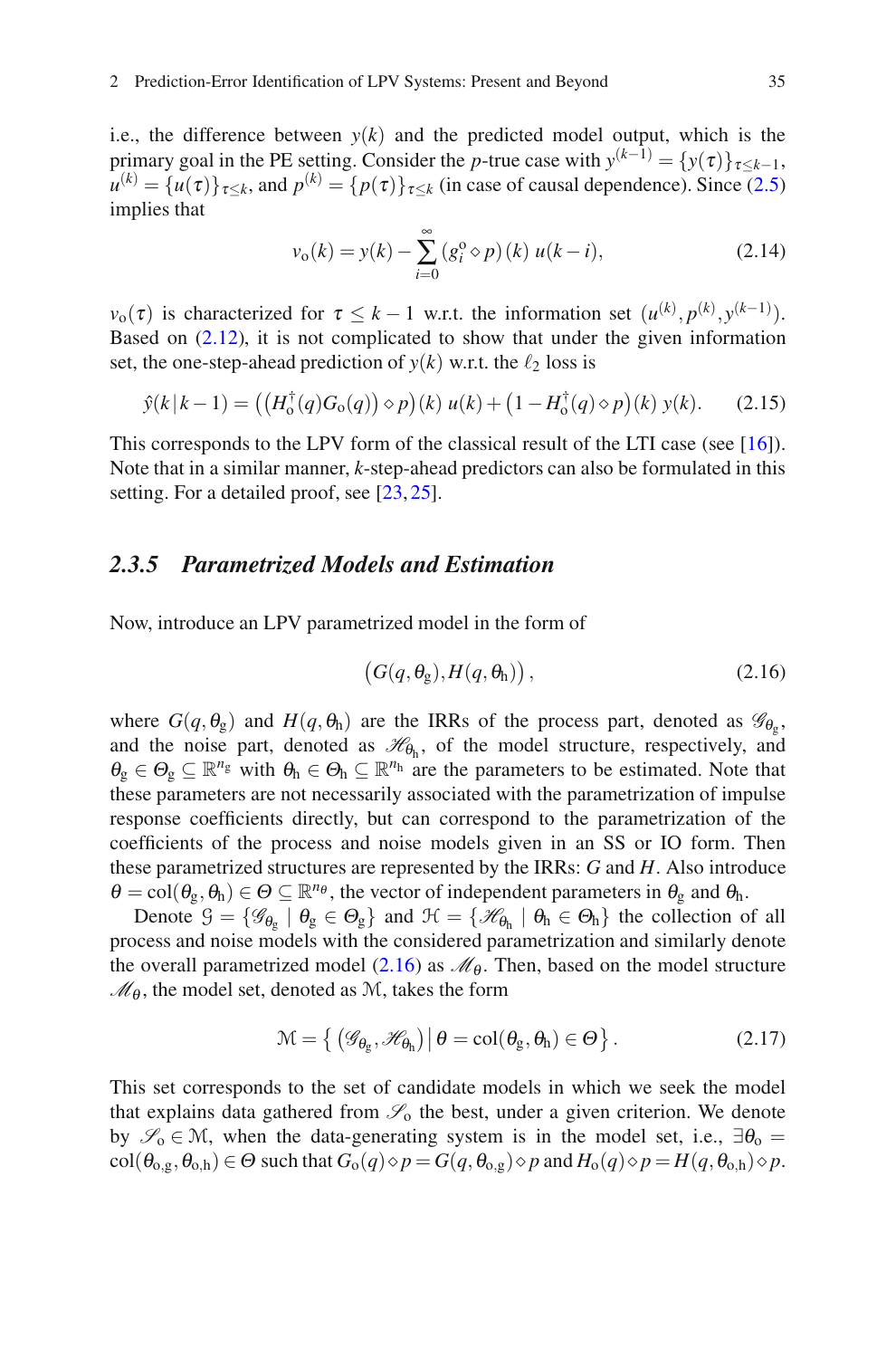i.e., the difference between $y(k)$ and the predicted model output, which is the primary goal in the PE setting. Consider the $p$-true case with $y^{(k-1)} = \{y(\tau)\}_{\tau \le k-1}$, $u^{(k)} = \{u(\tau)\}_{\tau \le k}$, and $p^{(k)} = \{p(\tau)\}_{\tau \le k}$ (in case of causal dependence). Since (2.5) implies that

$$v_{\mathrm{o}}(k) = y(k) - \sum_{i=0}^{\infty} (g_i^{\mathrm{o}} \diamond p)(k)\, u(k-i), \tag{2.14}$$

$v_{\mathrm{o}}(\tau)$ is characterized for $\tau \le k-1$ w.r.t. the information set $(u^{(k)}, p^{(k)}, y^{(k-1)})$. Based on (2.12), it is not complicated to show that under the given information set, the one-step-ahead prediction of $y(k)$ w.r.t. the $\ell_2$ loss is

$$\hat{y}(k\,|\,k-1) = \big( (H_{\mathrm{o}}^{\dagger}(q) G_{\mathrm{o}}(q)) \diamond p \big)(k)\, u(k) + \big(1 - H_{\mathrm{o}}^{\dagger}(q) \diamond p\big)(k)\, y(k). \tag{2.15}$$

This corresponds to the LPV form of the classical result of the LTI case (see [16]). Note that in a similar manner, $k$-step-ahead predictors can also be formulated in this setting. For a detailed proof, see [23, 25].

### 2.3.5 *Parametrized Models and Estimation*

Now, introduce an LPV parametrized model in the form of

$$\big(G(q, \theta_{\mathrm{g}}), H(q, \theta_{\mathrm{h}})\big), \tag{2.16}$$

where $G(q, \theta_{\mathrm{g}})$ and $H(q, \theta_{\mathrm{h}})$ are the IRRs of the process part, denoted as $\mathscr{G}_{\theta_{\mathrm{g}}}$, and the noise part, denoted as $\mathscr{H}_{\theta_{\mathrm{h}}}$, of the model structure, respectively, and $\theta_{\mathrm{g}} \in \Theta_{\mathrm{g}} \subseteq \mathbb{R}^{n_{\mathrm{g}}}$ with $\theta_{\mathrm{h}} \in \Theta_{\mathrm{h}} \subseteq \mathbb{R}^{n_{\mathrm{h}}}$ are the parameters to be estimated. Note that these parameters are not necessarily associated with the parametrization of impulse response coefficients directly, but can correspond to the parametrization of the coefficients of the process and noise models given in an SS or IO form. Then these parametrized structures are represented by the IRRs: $G$ and $H$. Also introduce $\theta = \mathrm{col}(\theta_{\mathrm{g}}, \theta_{\mathrm{h}}) \in \Theta \subseteq \mathbb{R}^{n_\theta}$, the vector of independent parameters in $\theta_{\mathrm{g}}$ and $\theta_{\mathrm{h}}$.

Denote $\mathcal{G} = \{\mathscr{G}_{\theta_{\mathrm{g}}} \mid \theta_{\mathrm{g}} \in \Theta_{\mathrm{g}}\}$ and $\mathcal{H} = \{\mathscr{H}_{\theta_{\mathrm{h}}} \mid \theta_{\mathrm{h}} \in \Theta_{\mathrm{h}}\}$ the collection of all process and noise models with the considered parametrization and similarly denote the overall parametrized model (2.16) as $\mathscr{M}_\theta$. Then, based on the model structure $\mathscr{M}_\theta$, the model set, denoted as $\mathcal{M}$, takes the form

$$\mathcal{M} = \big\{ \big(\mathscr{G}_{\theta_{\mathrm{g}}}, \mathscr{H}_{\theta_{\mathrm{h}}}\big) \,\big|\, \theta = \mathrm{col}(\theta_{\mathrm{g}}, \theta_{\mathrm{h}}) \in \Theta \big\}. \tag{2.17}$$

This set corresponds to the set of candidate models in which we seek the model that explains data gathered from $\mathscr{S}_{\mathrm{o}}$ the best, under a given criterion. We denote by $\mathscr{S}_{\mathrm{o}} \in \mathcal{M}$, when the data-generating system is in the model set, i.e., $\exists \theta_{\mathrm{o}} = \mathrm{col}(\theta_{\mathrm{o,g}}, \theta_{\mathrm{o,h}}) \in \Theta$ such that $G_{\mathrm{o}}(q) \diamond p = G(q, \theta_{\mathrm{o,g}}) \diamond p$ and $H_{\mathrm{o}}(q) \diamond p = H(q, \theta_{\mathrm{o,h}}) \diamond p$.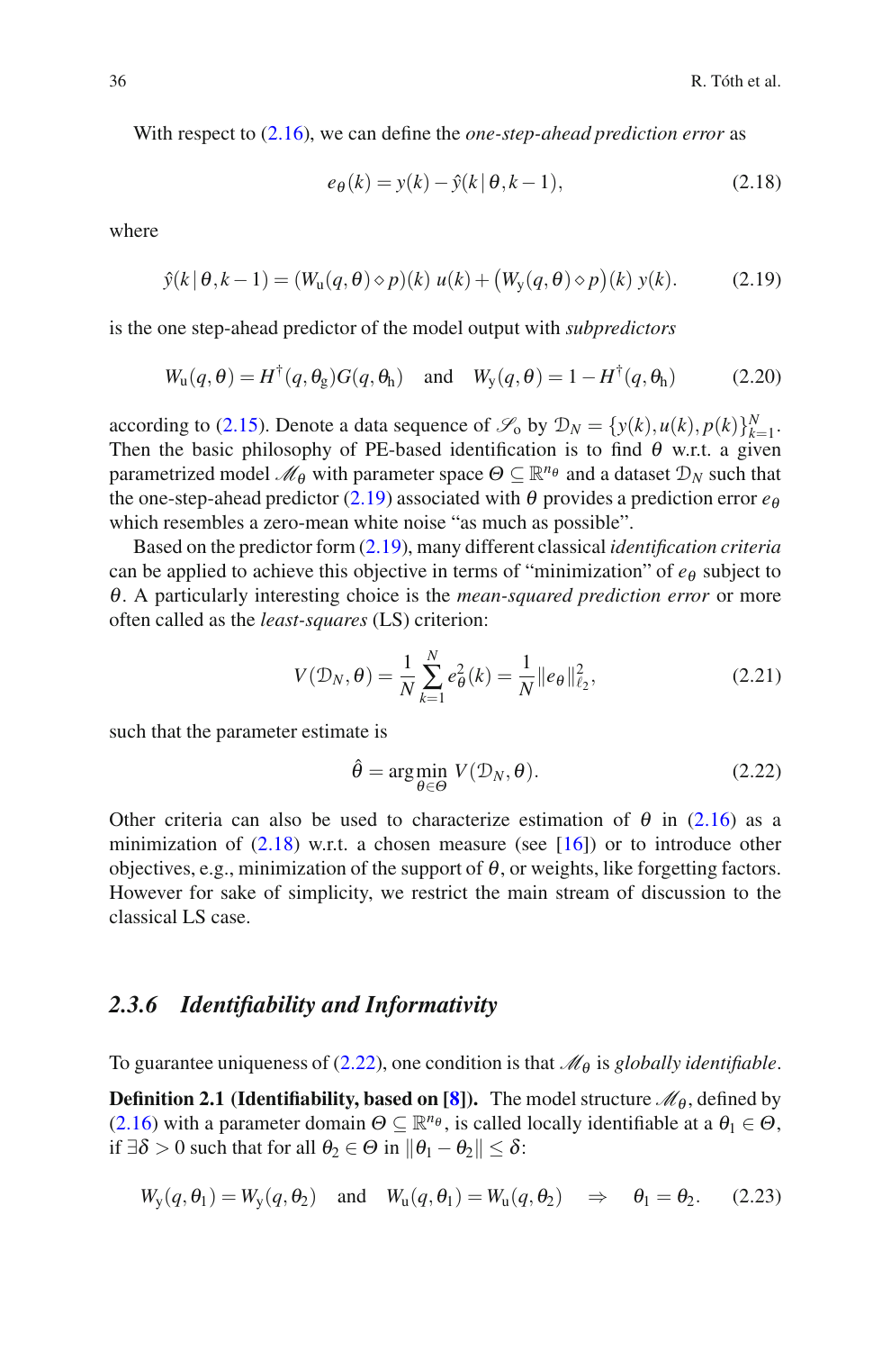With respect to (2.16), we can define the *one-step-ahead prediction error* as

$$e_\theta(k) = y(k) - \hat{y}(k \,|\, \theta, k-1), \tag{2.18}$$

where

$$\hat{y}(k \,|\, \theta, k-1) = (W_\mathrm{u}(q,\theta) \diamond p)(k)\; u(k) + \big(W_\mathrm{y}(q,\theta) \diamond p\big)(k)\; y(k). \tag{2.19}$$

is the one step-ahead predictor of the model output with *subpredictors*

$$W_\mathrm{u}(q,\theta) = H^\dagger(q,\theta_\mathrm{g}) G(q,\theta_\mathrm{h}) \quad \text{and} \quad W_\mathrm{y}(q,\theta) = 1 - H^\dagger(q,\theta_\mathrm{h}) \tag{2.20}$$

according to (2.15). Denote a data sequence of $\mathscr{S}_\mathrm{o}$ by $\mathcal{D}_N = \{y(k), u(k), p(k)\}_{k=1}^N$. Then the basic philosophy of PE-based identification is to find $\theta$ w.r.t. a given parametrized model $\mathscr{M}_\theta$ with parameter space $\Theta \subseteq \mathbb{R}^{n_\theta}$ and a dataset $\mathcal{D}_N$ such that the one-step-ahead predictor (2.19) associated with $\theta$ provides a prediction error $e_\theta$ which resembles a zero-mean white noise "as much as possible".

Based on the predictor form (2.19), many different classical *identification criteria* can be applied to achieve this objective in terms of "minimization" of $e_\theta$ subject to $\theta$. A particularly interesting choice is the *mean-squared prediction error* or more often called as the *least-squares* (LS) criterion:

$$V(\mathcal{D}_N, \theta) = \frac{1}{N} \sum_{k=1}^{N} e_\theta^2(k) = \frac{1}{N} \|e_\theta\|_{\ell_2}^2, \tag{2.21}$$

such that the parameter estimate is

$$\hat{\theta} = \arg\min_{\theta \in \Theta} V(\mathcal{D}_N, \theta). \tag{2.22}$$

Other criteria can also be used to characterize estimation of $\theta$ in (2.16) as a minimization of (2.18) w.r.t. a chosen measure (see [16]) or to introduce other objectives, e.g., minimization of the support of $\theta$, or weights, like forgetting factors. However for sake of simplicity, we restrict the main stream of discussion to the classical LS case.

### 2.3.6 *Identifiability and Informativity*

To guarantee uniqueness of (2.22), one condition is that $\mathscr{M}_\theta$ is *globally identifiable*.

**Definition 2.1 (Identifiability, based on [8]).** The model structure $\mathscr{M}_\theta$, defined by (2.16) with a parameter domain $\Theta \subseteq \mathbb{R}^{n_\theta}$, is called locally identifiable at a $\theta_1 \in \Theta$, if $\exists \delta > 0$ such that for all $\theta_2 \in \Theta$ in $\|\theta_1 - \theta_2\| \leq \delta$:

$$W_\mathrm{y}(q,\theta_1) = W_\mathrm{y}(q,\theta_2) \quad \text{and} \quad W_\mathrm{u}(q,\theta_1) = W_\mathrm{u}(q,\theta_2) \quad \Rightarrow \quad \theta_1 = \theta_2. \tag{2.23}$$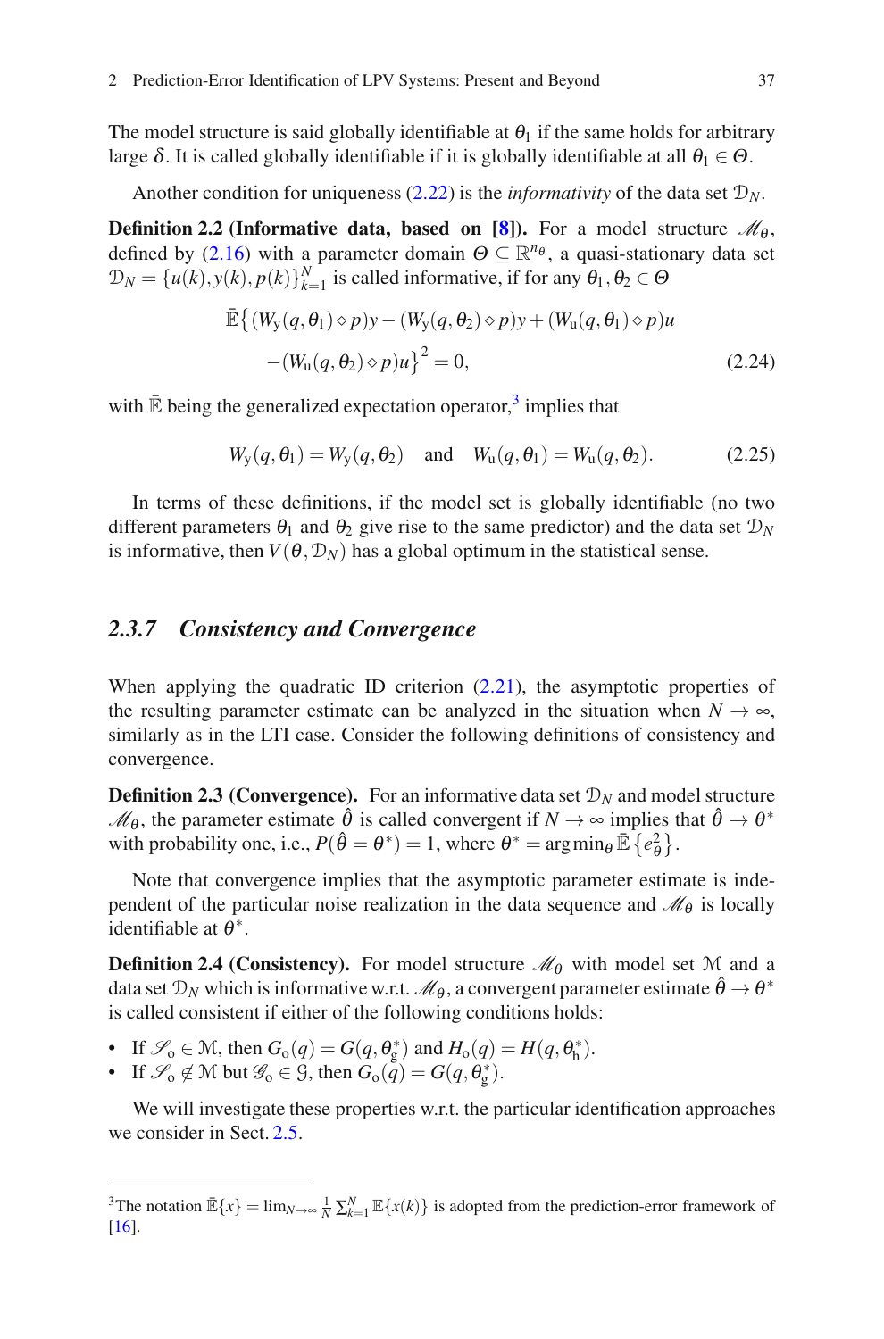The model structure is said globally identifiable at $\theta_1$ if the same holds for arbitrary large $\delta$. It is called globally identifiable if it is globally identifiable at all $\theta_1 \in \Theta$.

Another condition for uniqueness (2.22) is the *informativity* of the data set $\mathcal{D}_N$.

**Definition 2.2 (Informative data, based on [8]).** For a model structure $\mathscr{M}_\theta$, defined by (2.16) with a parameter domain $\Theta \subseteq \mathbb{R}^{n_\theta}$, a quasi-stationary data set $\mathcal{D}_N = \{u(k), y(k), p(k)\}_{k=1}^N$ is called informative, if for any $\theta_1, \theta_2 \in \Theta$

$$\bar{\mathbb{E}}\big\{(W_\mathrm{y}(q,\theta_1)\diamond p)y - (W_\mathrm{y}(q,\theta_2)\diamond p)y + (W_\mathrm{u}(q,\theta_1)\diamond p)u \\ -(W_\mathrm{u}(q,\theta_2)\diamond p)u\big\}^2 = 0, \tag{2.24}$$

with $\bar{\mathbb{E}}$ being the generalized expectation operator,[3] implies that

$$W_\mathrm{y}(q,\theta_1) = W_\mathrm{y}(q,\theta_2) \quad \text{and} \quad W_\mathrm{u}(q,\theta_1) = W_\mathrm{u}(q,\theta_2). \tag{2.25}$$

In terms of these definitions, if the model set is globally identifiable (no two different parameters $\theta_1$ and $\theta_2$ give rise to the same predictor) and the data set $\mathcal{D}_N$ is informative, then $V(\theta, \mathcal{D}_N)$ has a global optimum in the statistical sense.

### 2.3.7 Consistency and Convergence

When applying the quadratic ID criterion (2.21), the asymptotic properties of the resulting parameter estimate can be analyzed in the situation when $N \to \infty$, similarly as in the LTI case. Consider the following definitions of consistency and convergence.

**Definition 2.3 (Convergence).** For an informative data set $\mathcal{D}_N$ and model structure $\mathscr{M}_\theta$, the parameter estimate $\hat{\theta}$ is called convergent if $N \to \infty$ implies that $\hat{\theta} \to \theta^*$ with probability one, i.e., $P(\hat{\theta} = \theta^*) = 1$, where $\theta^* = \arg\min_\theta \bar{\mathbb{E}}\left\{e_\theta^2\right\}$.

Note that convergence implies that the asymptotic parameter estimate is independent of the particular noise realization in the data sequence and $\mathscr{M}_\theta$ is locally identifiable at $\theta^*$.

**Definition 2.4 (Consistency).** For model structure $\mathscr{M}_\theta$ with model set $\mathcal{M}$ and a data set $\mathcal{D}_N$ which is informative w.r.t. $\mathscr{M}_\theta$, a convergent parameter estimate $\hat{\theta} \to \theta^*$ is called consistent if either of the following conditions holds:

- If $\mathscr{S}_\mathrm{o} \in \mathcal{M}$, then $G_\mathrm{o}(q) = G(q, \theta_\mathrm{g}^*)$ and $H_\mathrm{o}(q) = H(q, \theta_\mathrm{h}^*)$.
- If $\mathscr{S}_\mathrm{o} \notin \mathcal{M}$ but $\mathscr{G}_\mathrm{o} \in \mathcal{G}$, then $G_\mathrm{o}(q) = G(q, \theta_\mathrm{g}^*)$.

We will investigate these properties w.r.t. the particular identification approaches we consider in Sect. 2.5.

[3] The notation $\bar{\mathbb{E}}\{x\} = \lim_{N\to\infty} \frac{1}{N}\sum_{k=1}^N \mathbb{E}\{x(k)\}$ is adopted from the prediction-error framework of [16].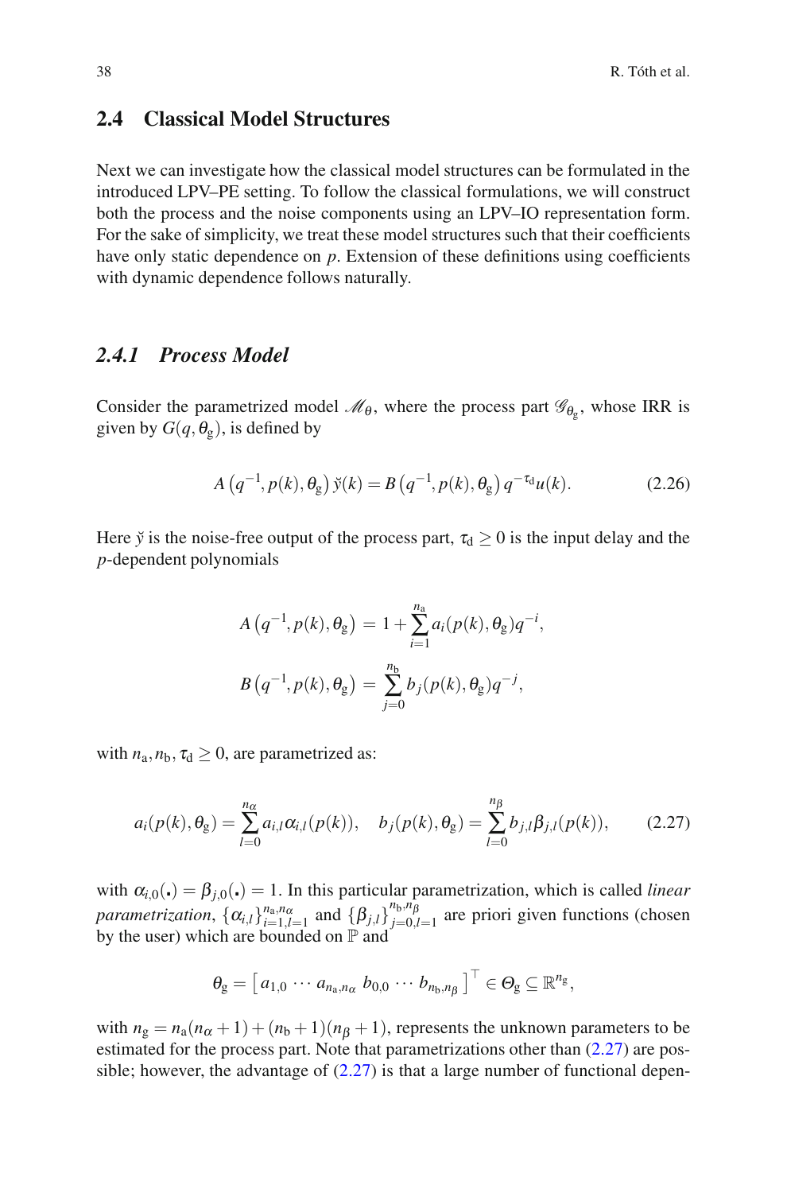## 2.4 Classical Model Structures

Next we can investigate how the classical model structures can be formulated in the introduced LPV–PE setting. To follow the classical formulations, we will construct both the process and the noise components using an LPV–IO representation form. For the sake of simplicity, we treat these model structures such that their coefficients have only static dependence on $p$. Extension of these definitions using coefficients with dynamic dependence follows naturally.

### *2.4.1 Process Model*

Consider the parametrized model $\mathscr{M}_\theta$, where the process part $\mathscr{G}_{\theta_g}$, whose IRR is given by $G(q, \theta_g)$, is defined by

$$A\left(q^{-1}, p(k), \theta_g\right) \breve{y}(k) = B\left(q^{-1}, p(k), \theta_g\right) q^{-\tau_d} u(k). \tag{2.26}$$

Here $\breve{y}$ is the noise-free output of the process part, $\tau_d \geq 0$ is the input delay and the $p$-dependent polynomials

$$A\left(q^{-1}, p(k), \theta_g\right) = 1 + \sum_{i=1}^{n_a} a_i(p(k), \theta_g) q^{-i},$$

$$B\left(q^{-1}, p(k), \theta_g\right) = \sum_{j=0}^{n_b} b_j(p(k), \theta_g) q^{-j},$$

with $n_a, n_b, \tau_d \geq 0$, are parametrized as:

$$a_i(p(k), \theta_g) = \sum_{l=0}^{n_\alpha} a_{i,l} \alpha_{i,l}(p(k)), \quad b_j(p(k), \theta_g) = \sum_{l=0}^{n_\beta} b_{j,l} \beta_{j,l}(p(k)), \tag{2.27}$$

with $\alpha_{i,0}(\cdot) = \beta_{j,0}(\cdot) = 1$. In this particular parametrization, which is called *linear parametrization*, $\{\alpha_{i,l}\}_{i=1,l=1}^{n_a,n_\alpha}$ and $\{\beta_{j,l}\}_{j=0,l=1}^{n_b,n_\beta}$ are priori given functions (chosen by the user) which are bounded on $\mathbb{P}$ and

$$\theta_g = \left[\, a_{1,0} \cdots a_{n_a,n_\alpha} \; b_{0,0} \cdots b_{n_b,n_\beta} \,\right]^\top \in \Theta_g \subseteq \mathbb{R}^{n_g},$$

with $n_g = n_a(n_\alpha + 1) + (n_b + 1)(n_\beta + 1)$, represents the unknown parameters to be estimated for the process part. Note that parametrizations other than (2.27) are possible; however, the advantage of (2.27) is that a large number of functional depen-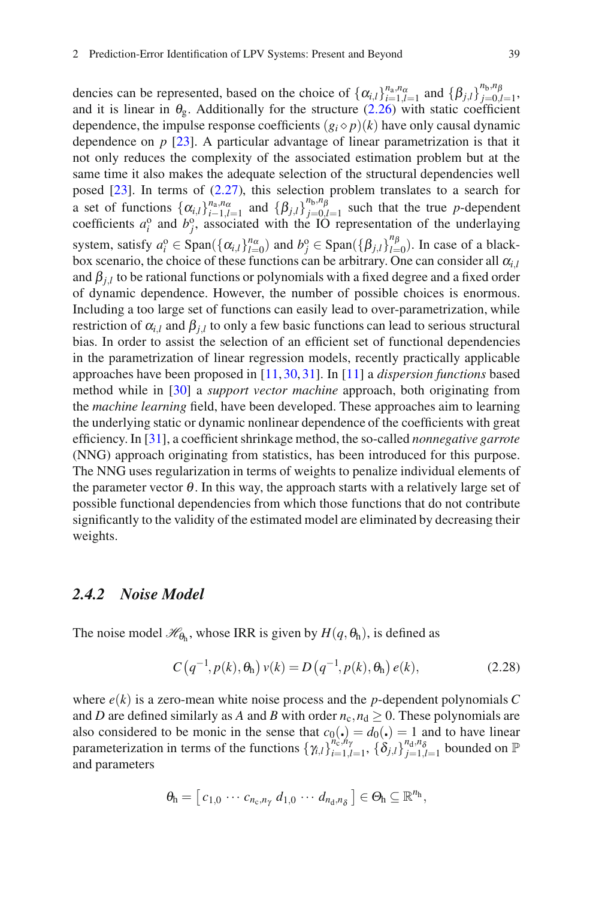dencies can be represented, based on the choice of $\{\alpha_{i,l}\}_{i=1,l=1}^{n_a,n_\alpha}$ and $\{\beta_{j,l}\}_{j=0,l=1}^{n_b,n_\beta}$, and it is linear in $\theta_g$. Additionally for the structure (2.26) with static coefficient dependence, the impulse response coefficients $(g_i \diamond p)(k)$ have only causal dynamic dependence on $p$ [23]. A particular advantage of linear parametrization is that it not only reduces the complexity of the associated estimation problem but at the same time it also makes the adequate selection of the structural dependencies well posed [23]. In terms of (2.27), this selection problem translates to a search for a set of functions $\{\alpha_{i,l}\}_{i-1,l=1}^{n_a,n_\alpha}$ and $\{\beta_{j,l}\}_{j=0,l=1}^{n_b,n_\beta}$ such that the true $p$-dependent coefficients $a_i^o$ and $b_j^o$, associated with the IO representation of the underlaying system, satisfy $a_i^o \in \mathrm{Span}(\{\alpha_{i,l}\}_{l=0}^{n_\alpha})$ and $b_j^o \in \mathrm{Span}(\{\beta_{j,l}\}_{l=0}^{n_\beta})$. In case of a black-box scenario, the choice of these functions can be arbitrary. One can consider all $\alpha_{i,l}$ and $\beta_{j,l}$ to be rational functions or polynomials with a fixed degree and a fixed order of dynamic dependence. However, the number of possible choices is enormous. Including a too large set of functions can easily lead to over-parametrization, while restriction of $\alpha_{i,l}$ and $\beta_{j,l}$ to only a few basic functions can lead to serious structural bias. In order to assist the selection of an efficient set of functional dependencies in the parametrization of linear regression models, recently practically applicable approaches have been proposed in [11, 30, 31]. In [11] a *dispersion functions* based method while in [30] a *support vector machine* approach, both originating from the *machine learning* field, have been developed. These approaches aim to learning the underlying static or dynamic nonlinear dependence of the coefficients with great efficiency. In [31], a coefficient shrinkage method, the so-called *nonnegative garrote* (NNG) approach originating from statistics, has been introduced for this purpose. The NNG uses regularization in terms of weights to penalize individual elements of the parameter vector $\theta$. In this way, the approach starts with a relatively large set of possible functional dependencies from which those functions that do not contribute significantly to the validity of the estimated model are eliminated by decreasing their weights.

### *2.4.2 Noise Model*

The noise model $\mathscr{H}_{\theta_h}$, whose IRR is given by $H(q, \theta_h)$, is defined as

$$C\left(q^{-1}, p(k), \theta_h\right) v(k) = D\left(q^{-1}, p(k), \theta_h\right) e(k), \tag{2.28}$$

where $e(k)$ is a zero-mean white noise process and the $p$-dependent polynomials $C$ and $D$ are defined similarly as $A$ and $B$ with order $n_c, n_d \geq 0$. These polynomials are also considered to be monic in the sense that $c_0(\centerdot) = d_0(\centerdot) = 1$ and to have linear parameterization in terms of the functions $\{\gamma_{i,l}\}_{i=1,l=1}^{n_c,n_\gamma}$, $\{\delta_{j,l}\}_{j=1,l=1}^{n_d,n_\delta}$ bounded on $\mathbb{P}$ and parameters

$$\theta_h = \left[\, c_{1,0} \cdots c_{n_c,n_\gamma}\; d_{1,0} \cdots d_{n_d,n_\delta} \,\right] \in \Theta_h \subseteq \mathbb{R}^{n_h},$$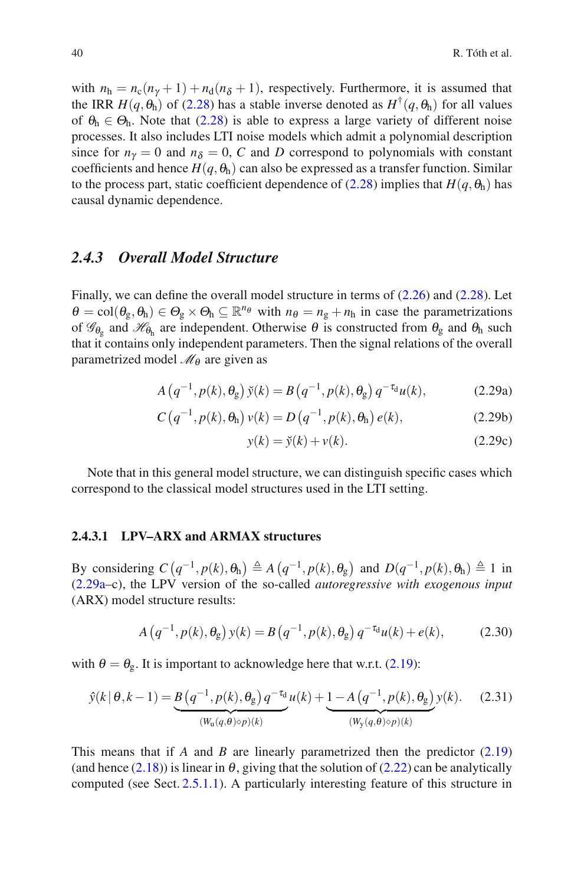with $n_\mathrm{h} = n_\mathrm{c}(n_\gamma + 1) + n_\mathrm{d}(n_\delta + 1)$, respectively. Furthermore, it is assumed that the IRR $H(q, \theta_\mathrm{h})$ of (2.28) has a stable inverse denoted as $H^\dagger(q, \theta_\mathrm{h})$ for all values of $\theta_\mathrm{h} \in \Theta_\mathrm{h}$. Note that (2.28) is able to express a large variety of different noise processes. It also includes LTI noise models which admit a polynomial description since for $n_\gamma = 0$ and $n_\delta = 0$, $C$ and $D$ correspond to polynomials with constant coefficients and hence $H(q, \theta_\mathrm{h})$ can also be expressed as a transfer function. Similar to the process part, static coefficient dependence of (2.28) implies that $H(q, \theta_\mathrm{h})$ has causal dynamic dependence.

### 2.4.3 Overall Model Structure

Finally, we can define the overall model structure in terms of (2.26) and (2.28). Let $\theta = \mathrm{col}(\theta_\mathrm{g}, \theta_\mathrm{h}) \in \Theta_\mathrm{g} \times \Theta_\mathrm{h} \subseteq \mathbb{R}^{n_\theta}$ with $n_\theta = n_\mathrm{g} + n_\mathrm{h}$ in case the parametrizations of $\mathscr{G}_{\theta_\mathrm{g}}$ and $\mathscr{H}_{\theta_\mathrm{h}}$ are independent. Otherwise $\theta$ is constructed from $\theta_\mathrm{g}$ and $\theta_\mathrm{h}$ such that it contains only independent parameters. Then the signal relations of the overall parametrized model $\mathscr{M}_\theta$ are given as

$$A\left(q^{-1}, p(k), \theta_\mathrm{g}\right) \breve{y}(k) = B\left(q^{-1}, p(k), \theta_\mathrm{g}\right) q^{-\tau_\mathrm{d}} u(k), \tag{2.29a}$$

$$C\left(q^{-1}, p(k), \theta_\mathrm{h}\right) v(k) = D\left(q^{-1}, p(k), \theta_\mathrm{h}\right) e(k), \tag{2.29b}$$

$$y(k) = \breve{y}(k) + v(k). \tag{2.29c}$$

Note that in this general model structure, we can distinguish specific cases which correspond to the classical model structures used in the LTI setting.

#### 2.4.3.1 LPV–ARX and ARMAX structures

By considering $C\left(q^{-1}, p(k), \theta_\mathrm{h}\right) \triangleq A\left(q^{-1}, p(k), \theta_\mathrm{g}\right)$ and $D(q^{-1}, p(k), \theta_\mathrm{h}) \triangleq 1$ in (2.29a–c), the LPV version of the so-called *autoregressive with exogenous input* (ARX) model structure results:

$$A\left(q^{-1}, p(k), \theta_\mathrm{g}\right) y(k) = B\left(q^{-1}, p(k), \theta_\mathrm{g}\right) q^{-\tau_\mathrm{d}} u(k) + e(k), \tag{2.30}$$

with $\theta = \theta_\mathrm{g}$. It is important to acknowledge here that w.r.t. (2.19):

$$\hat{y}(k \mid \theta, k-1) = \underbrace{B\left(q^{-1}, p(k), \theta_\mathrm{g}\right) q^{-\tau_\mathrm{d}}}_{(W_\mathrm{u}(q,\theta)\diamond p)(k)} u(k) + \underbrace{1 - A\left(q^{-1}, p(k), \theta_\mathrm{g}\right)}_{(W_\mathrm{y}(q,\theta)\diamond p)(k)} y(k). \tag{2.31}$$

This means that if $A$ and $B$ are linearly parametrized then the predictor (2.19) (and hence (2.18)) is linear in $\theta$, giving that the solution of (2.22) can be analytically computed (see Sect. 2.5.1.1). A particularly interesting feature of this structure in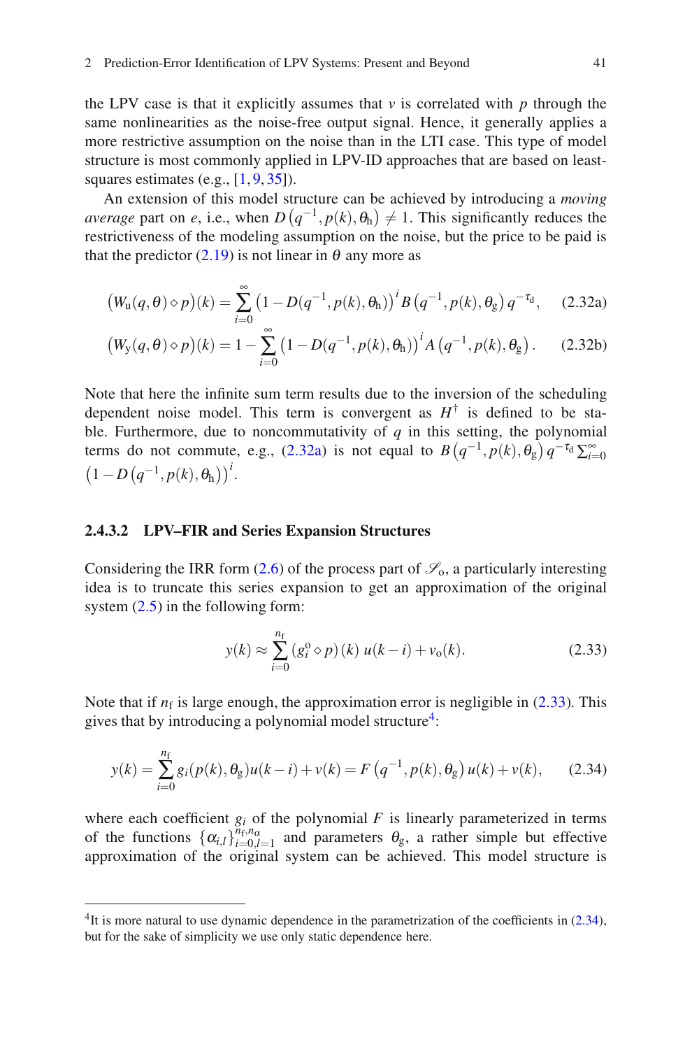the LPV case is that it explicitly assumes that $v$ is correlated with $p$ through the same nonlinearities as the noise-free output signal. Hence, it generally applies a more restrictive assumption on the noise than in the LTI case. This type of model structure is most commonly applied in LPV-ID approaches that are based on least-squares estimates (e.g., [1, 9, 35]).

An extension of this model structure can be achieved by introducing a *moving average* part on $e$, i.e., when $D\left(q^{-1}, p(k), \theta_{\mathrm{h}}\right) \neq 1$. This significantly reduces the restrictiveness of the modeling assumption on the noise, but the price to be paid is that the predictor (2.19) is not linear in $\theta$ any more as

$$\left(W_{\mathrm{u}}(q,\theta) \diamond p\right)(k) = \sum_{i=0}^{\infty}\left(1 - D(q^{-1}, p(k), \theta_{\mathrm{h}})\right)^{i} B\left(q^{-1}, p(k), \theta_{\mathrm{g}}\right) q^{-\tau_{\mathrm{d}}}, \tag{2.32a}$$

$$\left(W_{\mathrm{y}}(q,\theta) \diamond p\right)(k) = 1 - \sum_{i=0}^{\infty}\left(1 - D(q^{-1}, p(k), \theta_{\mathrm{h}})\right)^{i} A\left(q^{-1}, p(k), \theta_{\mathrm{g}}\right). \tag{2.32b}$$

Note that here the infinite sum term results due to the inversion of the scheduling dependent noise model. This term is convergent as $H^{\dagger}$ is defined to be stable. Furthermore, due to noncommutativity of $q$ in this setting, the polynomial terms do not commute, e.g., (2.32a) is not equal to $B\left(q^{-1}, p(k), \theta_{\mathrm{g}}\right) q^{-\tau_{\mathrm{d}}} \sum_{i=0}^{\infty} \left(1 - D\left(q^{-1}, p(k), \theta_{\mathrm{h}}\right)\right)^{i}$.

### 2.4.3.2 LPV–FIR and Series Expansion Structures

Considering the IRR form (2.6) of the process part of $\mathscr{S}_{\mathrm{o}}$, a particularly interesting idea is to truncate this series expansion to get an approximation of the original system (2.5) in the following form:

$$y(k) \approx \sum_{i=0}^{n_{\mathrm{f}}} \left(g_{i}^{\mathrm{o}} \diamond p\right)(k)\, u(k-i) + v_{\mathrm{o}}(k). \tag{2.33}$$

Note that if $n_{\mathrm{f}}$ is large enough, the approximation error is negligible in (2.33). This gives that by introducing a polynomial model structure[4]:

$$y(k) = \sum_{i=0}^{n_{\mathrm{f}}} g_{i}(p(k), \theta_{\mathrm{g}}) u(k-i) + v(k) = F\left(q^{-1}, p(k), \theta_{\mathrm{g}}\right) u(k) + v(k), \tag{2.34}$$

where each coefficient $g_i$ of the polynomial $F$ is linearly parameterized in terms of the functions $\{\alpha_{i,l}\}_{i=0,l=1}^{n_{\mathrm{f}}, n_{\alpha}}$ and parameters $\theta_{\mathrm{g}}$, a rather simple but effective approximation of the original system can be achieved. This model structure is

[4] It is more natural to use dynamic dependence in the parametrization of the coefficients in (2.34), but for the sake of simplicity we use only static dependence here.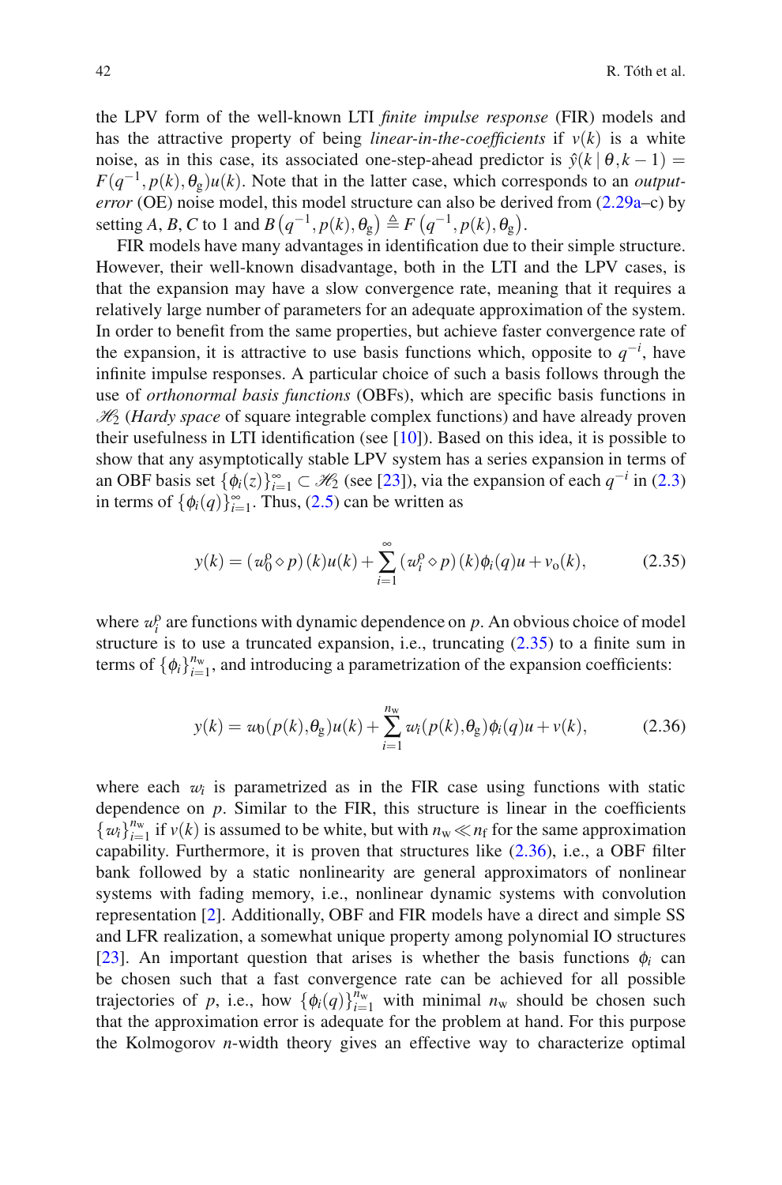the LPV form of the well-known LTI *finite impulse response* (FIR) models and has the attractive property of being *linear-in-the-coefficients* if $v(k)$ is a white noise, as in this case, its associated one-step-ahead predictor is $\hat{y}(k \mid \theta, k-1) = F(q^{-1}, p(k), \theta_{\mathrm{g}})u(k)$. Note that in the latter case, which corresponds to an *output-error* (OE) noise model, this model structure can also be derived from (2.29a–c) by setting $A$, $B$, $C$ to 1 and $B\left(q^{-1}, p(k), \theta_{\mathrm{g}}\right) \triangleq F\left(q^{-1}, p(k), \theta_{\mathrm{g}}\right)$.

FIR models have many advantages in identification due to their simple structure. However, their well-known disadvantage, both in the LTI and the LPV cases, is that the expansion may have a slow convergence rate, meaning that it requires a relatively large number of parameters for an adequate approximation of the system. In order to benefit from the same properties, but achieve faster convergence rate of the expansion, it is attractive to use basis functions which, opposite to $q^{-i}$, have infinite impulse responses. A particular choice of such a basis follows through the use of *orthonormal basis functions* (OBFs), which are specific basis functions in $\mathscr{H}_2$ (*Hardy space* of square integrable complex functions) and have already proven their usefulness in LTI identification (see [10]). Based on this idea, it is possible to show that any asymptotically stable LPV system has a series expansion in terms of an OBF basis set $\{\phi_i(z)\}_{i=1}^{\infty} \subset \mathscr{H}_2$ (see [23]), via the expansion of each $q^{-i}$ in (2.3) in terms of $\{\phi_i(q)\}_{i=1}^{\infty}$. Thus, (2.5) can be written as

$$y(k) = \left(w_0^{\mathrm{o}} \diamond p\right)(k)u(k) + \sum_{i=1}^{\infty} \left(w_i^{\mathrm{o}} \diamond p\right)(k)\phi_i(q)u + v_{\mathrm{o}}(k), \tag{2.35}$$

where $w_i^{\mathrm{o}}$ are functions with dynamic dependence on $p$. An obvious choice of model structure is to use a truncated expansion, i.e., truncating (2.35) to a finite sum in terms of $\{\phi_i\}_{i=1}^{n_{\mathrm{w}}}$, and introducing a parametrization of the expansion coefficients:

$$y(k) = w_0(p(k), \theta_{\mathrm{g}})u(k) + \sum_{i=1}^{n_{\mathrm{w}}} w_i(p(k), \theta_{\mathrm{g}})\phi_i(q)u + v(k), \tag{2.36}$$

where each $w_i$ is parametrized as in the FIR case using functions with static dependence on $p$. Similar to the FIR, this structure is linear in the coefficients $\{w_i\}_{i=1}^{n_{\mathrm{w}}}$ if $v(k)$ is assumed to be white, but with $n_{\mathrm{w}} \ll n_{\mathrm{f}}$ for the same approximation capability. Furthermore, it is proven that structures like (2.36), i.e., a OBF filter bank followed by a static nonlinearity are general approximators of nonlinear systems with fading memory, i.e., nonlinear dynamic systems with convolution representation [2]. Additionally, OBF and FIR models have a direct and simple SS and LFR realization, a somewhat unique property among polynomial IO structures [23]. An important question that arises is whether the basis functions $\phi_i$ can be chosen such that a fast convergence rate can be achieved for all possible trajectories of $p$, i.e., how $\{\phi_i(q)\}_{i=1}^{n_{\mathrm{w}}}$ with minimal $n_{\mathrm{w}}$ should be chosen such that the approximation error is adequate for the problem at hand. For this purpose the Kolmogorov $n$-width theory gives an effective way to characterize optimal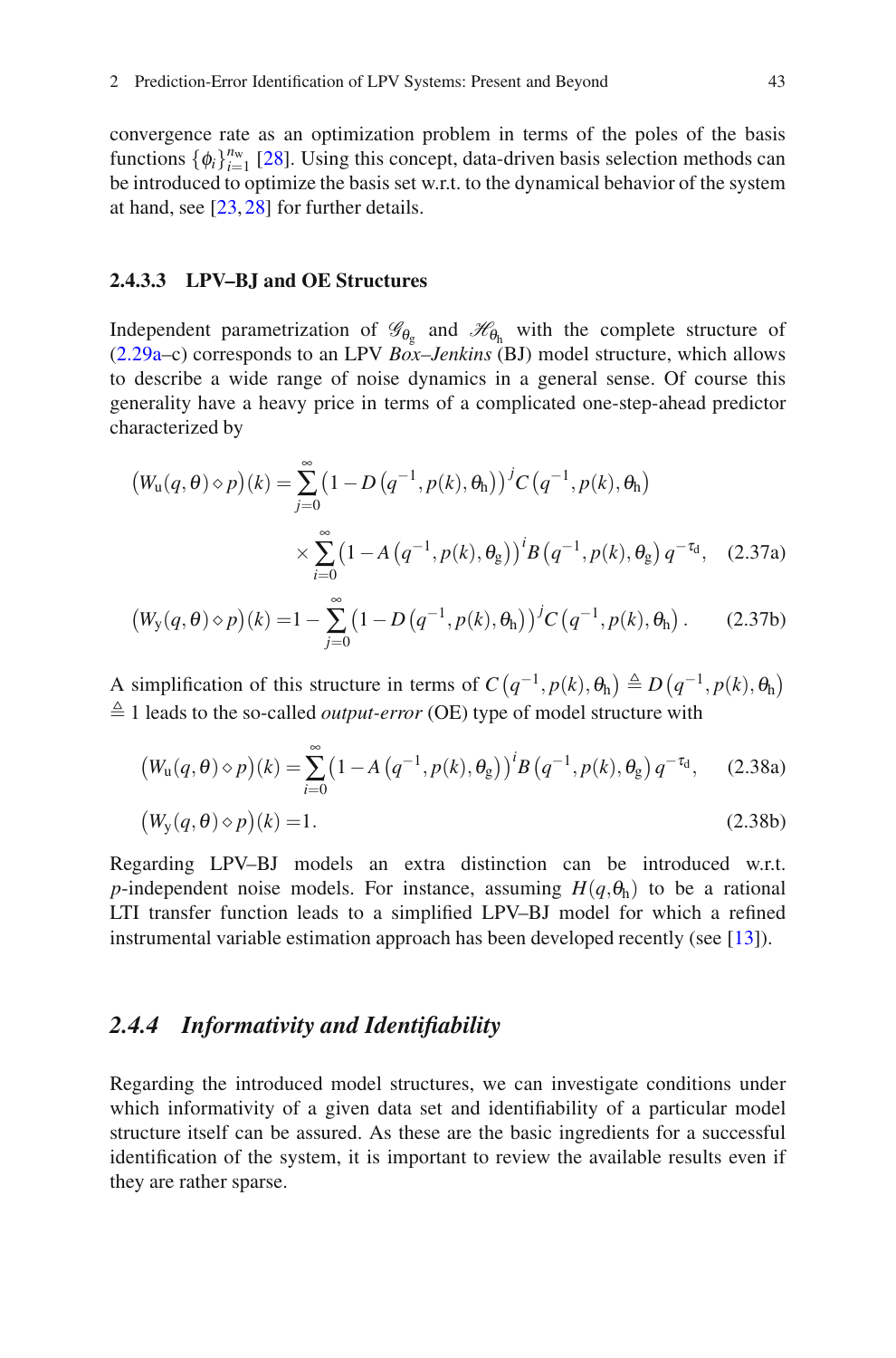convergence rate as an optimization problem in terms of the poles of the basis functions $\{\phi_i\}_{i=1}^{n_\mathrm{w}}$ [28]. Using this concept, data-driven basis selection methods can be introduced to optimize the basis set w.r.t. to the dynamical behavior of the system at hand, see [23, 28] for further details.

#### 2.4.3.3 LPV–BJ and OE Structures

Independent parametrization of $\mathscr{G}_{\theta_\mathrm{g}}$ and $\mathscr{H}_{\theta_\mathrm{h}}$ with the complete structure of (2.29a–c) corresponds to an LPV *Box–Jenkins* (BJ) model structure, which allows to describe a wide range of noise dynamics in a general sense. Of course this generality have a heavy price in terms of a complicated one-step-ahead predictor characterized by

$$\big(W_\mathrm{u}(q,\theta)\diamond p\big)(k) = \sum_{j=0}^{\infty}\big(1 - D\left(q^{-1},p(k),\theta_\mathrm{h}\right)\big)^{j} C\left(q^{-1},p(k),\theta_\mathrm{h}\right) \times \sum_{i=0}^{\infty}\big(1 - A\left(q^{-1},p(k),\theta_\mathrm{g}\right)\big)^{i} B\left(q^{-1},p(k),\theta_\mathrm{g}\right) q^{-\tau_\mathrm{d}}, \tag{2.37a}$$

$$\big(W_\mathrm{y}(q,\theta)\diamond p\big)(k) = 1 - \sum_{j=0}^{\infty}\big(1 - D\left(q^{-1},p(k),\theta_\mathrm{h}\right)\big)^{j} C\left(q^{-1},p(k),\theta_\mathrm{h}\right). \tag{2.37b}$$

A simplification of this structure in terms of $C\left(q^{-1},p(k),\theta_\mathrm{h}\right) \triangleq D\left(q^{-1},p(k),\theta_\mathrm{h}\right) \triangleq 1$ leads to the so-called *output-error* (OE) type of model structure with

$$\big(W_\mathrm{u}(q,\theta)\diamond p\big)(k) = \sum_{i=0}^{\infty}\big(1 - A\left(q^{-1},p(k),\theta_\mathrm{g}\right)\big)^{i} B\left(q^{-1},p(k),\theta_\mathrm{g}\right) q^{-\tau_\mathrm{d}}, \tag{2.38a}$$

$$\big(W_\mathrm{y}(q,\theta)\diamond p\big)(k) = 1. \tag{2.38b}$$

Regarding LPV–BJ models an extra distinction can be introduced w.r.t. $p$-independent noise models. For instance, assuming $H(q,\theta_\mathrm{h})$ to be a rational LTI transfer function leads to a simplified LPV–BJ model for which a refined instrumental variable estimation approach has been developed recently (see [13]).

### *2.4.4 Informativity and Identifiability*

Regarding the introduced model structures, we can investigate conditions under which informativity of a given data set and identifiability of a particular model structure itself can be assured. As these are the basic ingredients for a successful identification of the system, it is important to review the available results even if they are rather sparse.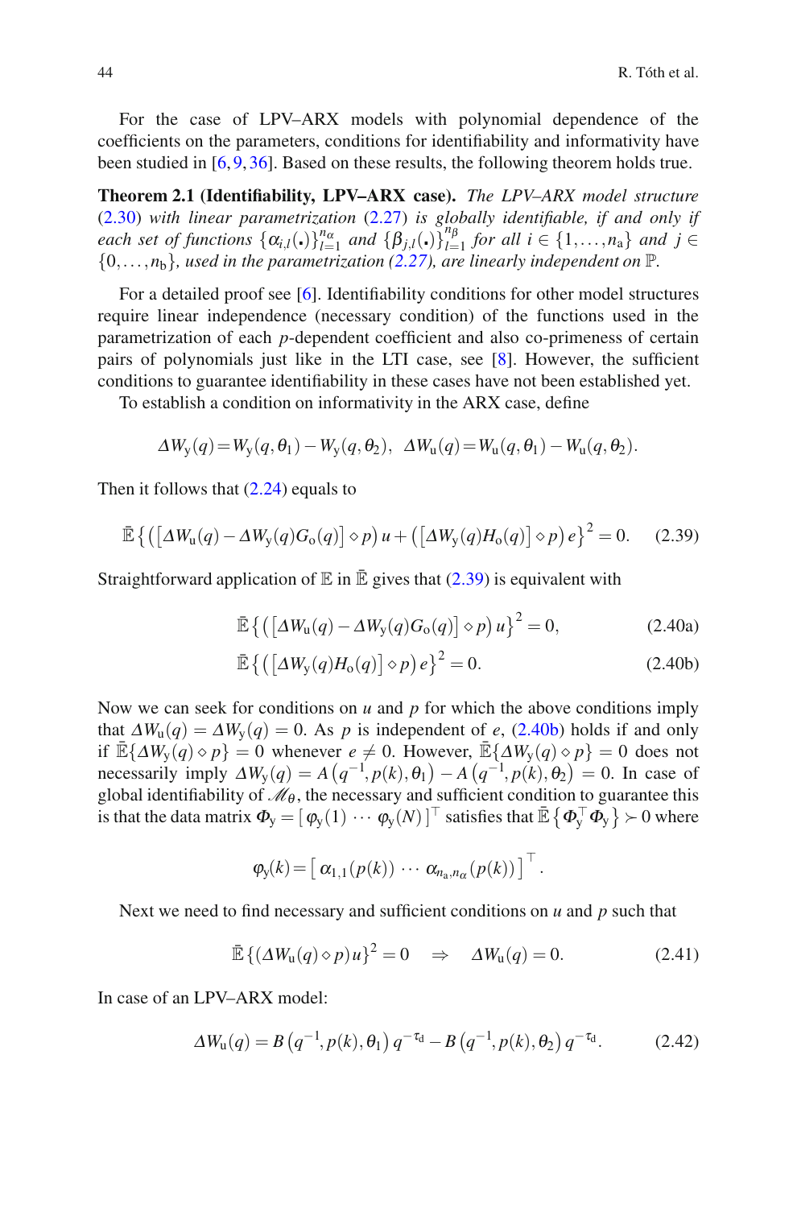For the case of LPV–ARX models with polynomial dependence of the coefficients on the parameters, conditions for identifiability and informativity have been studied in [6, 9, 36]. Based on these results, the following theorem holds true.

**Theorem 2.1 (Identifiability, LPV–ARX case).** *The LPV–ARX model structure (2.30) with linear parametrization (2.27) is globally identifiable, if and only if each set of functions $\{\alpha_{i,l}(\centerdot)\}_{l=1}^{n_\alpha}$ and $\{\beta_{j,l}(\centerdot)\}_{l=1}^{n_\beta}$ for all $i \in \{1,\ldots,n_\mathrm{a}\}$ and $j \in \{0,\ldots,n_\mathrm{b}\}$, used in the parametrization (2.27), are linearly independent on $\mathbb{P}$.*

For a detailed proof see [6]. Identifiability conditions for other model structures require linear independence (necessary condition) of the functions used in the parametrization of each $p$-dependent coefficient and also co-primeness of certain pairs of polynomials just like in the LTI case, see [8]. However, the sufficient conditions to guarantee identifiability in these cases have not been established yet.

To establish a condition on informativity in the ARX case, define

$$\Delta W_\mathrm{y}(q) = W_\mathrm{y}(q,\theta_1) - W_\mathrm{y}(q,\theta_2), \quad \Delta W_\mathrm{u}(q) = W_\mathrm{u}(q,\theta_1) - W_\mathrm{u}(q,\theta_2).$$

Then it follows that (2.24) equals to

$$\bar{\mathbb{E}}\left\{\left(\left[\Delta W_\mathrm{u}(q) - \Delta W_\mathrm{y}(q)G_\mathrm{o}(q)\right]\diamond p\right)u + \left(\left[\Delta W_\mathrm{y}(q)H_\mathrm{o}(q)\right]\diamond p\right)e\right\}^2 = 0. \qquad (2.39)$$

Straightforward application of $\mathbb{E}$ in $\bar{\mathbb{E}}$ gives that (2.39) is equivalent with

$$\bar{\mathbb{E}}\left\{\left(\left[\Delta W_\mathrm{u}(q) - \Delta W_\mathrm{y}(q)G_\mathrm{o}(q)\right]\diamond p\right)u\right\}^2 = 0, \qquad (2.40\mathrm{a})$$

$$\bar{\mathbb{E}}\left\{\left(\left[\Delta W_\mathrm{y}(q)H_\mathrm{o}(q)\right]\diamond p\right)e\right\}^2 = 0. \qquad (2.40\mathrm{b})$$

Now we can seek for conditions on $u$ and $p$ for which the above conditions imply that $\Delta W_\mathrm{u}(q) = \Delta W_\mathrm{y}(q) = 0$. As $p$ is independent of $e$, (2.40b) holds if and only if $\bar{\mathbb{E}}\{\Delta W_\mathrm{y}(q)\diamond p\} = 0$ whenever $e \neq 0$. However, $\bar{\mathbb{E}}\{\Delta W_\mathrm{y}(q)\diamond p\} = 0$ does not necessarily imply $\Delta W_\mathrm{y}(q) = A\left(q^{-1},p(k),\theta_1\right) - A\left(q^{-1},p(k),\theta_2\right) = 0$. In case of global identifiability of $\mathscr{M}_\theta$, the necessary and sufficient condition to guarantee this is that the data matrix $\Phi_\mathrm{y} = \left[\,\varphi_\mathrm{y}(1)\,\cdots\,\varphi_\mathrm{y}(N)\,\right]^\top$ satisfies that $\bar{\mathbb{E}}\left\{\Phi_\mathrm{y}^\top\Phi_\mathrm{y}\right\} \succ 0$ where

$$\varphi_\mathrm{y}(k) = \left[\,\alpha_{1,1}(p(k))\,\cdots\,\alpha_{n_\mathrm{a},n_\alpha}(p(k))\,\right]^\top.$$

Next we need to find necessary and sufficient conditions on $u$ and $p$ such that

$$\bar{\mathbb{E}}\{(\Delta W_\mathrm{u}(q)\diamond p)u\}^2 = 0 \quad \Rightarrow \quad \Delta W_\mathrm{u}(q) = 0. \qquad (2.41)$$

In case of an LPV–ARX model:

$$\Delta W_\mathrm{u}(q) = B\left(q^{-1},p(k),\theta_1\right)q^{-\tau_\mathrm{d}} - B\left(q^{-1},p(k),\theta_2\right)q^{-\tau_\mathrm{d}}. \qquad (2.42)$$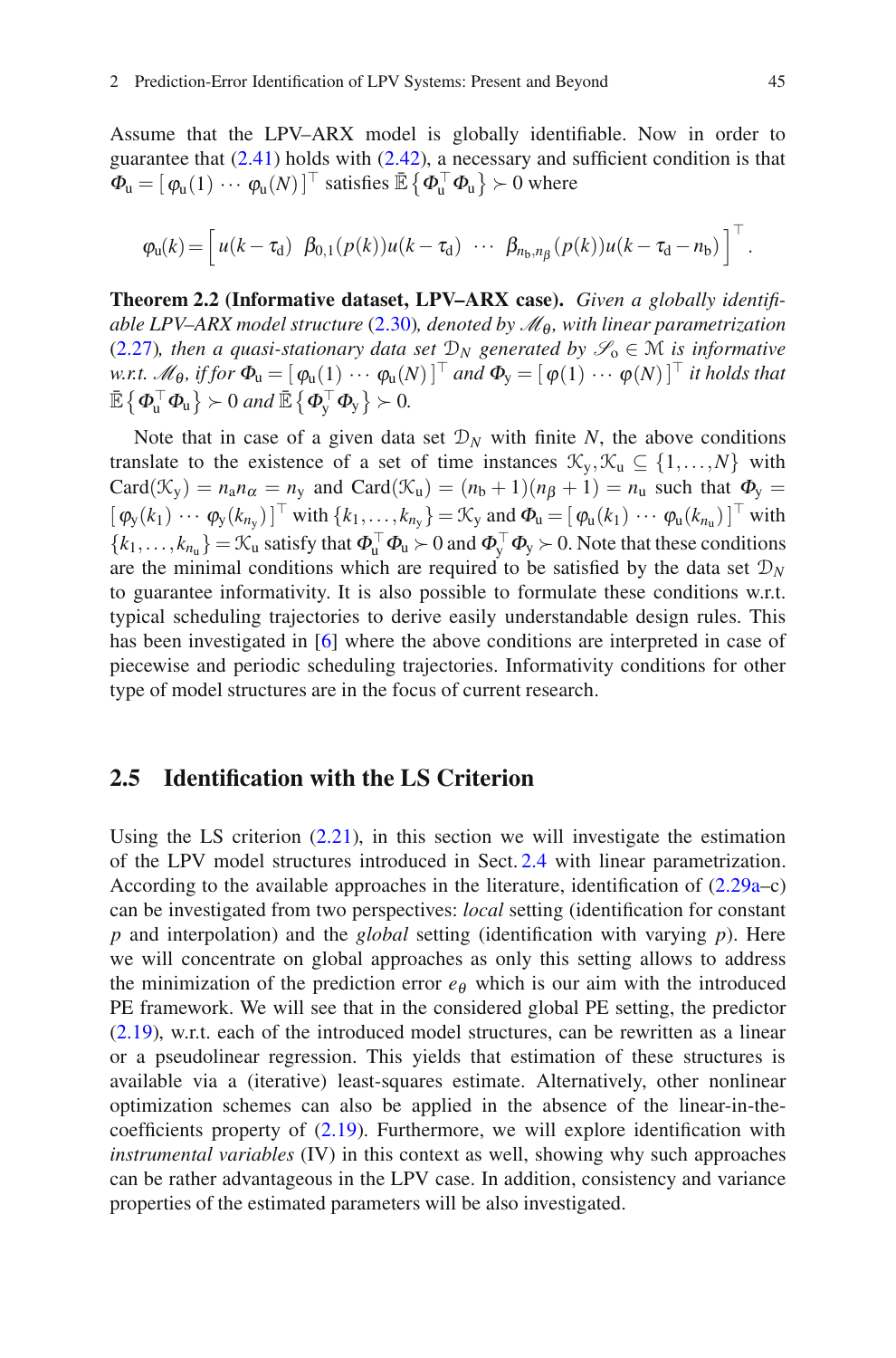Assume that the LPV–ARX model is globally identifiable. Now in order to guarantee that (2.41) holds with (2.42), a necessary and sufficient condition is that $\Phi_\mathrm{u} = [\, \varphi_\mathrm{u}(1) \cdots \varphi_\mathrm{u}(N) \,]^\top$ satisfies $\bar{\mathbb{E}}\{\Phi_\mathrm{u}^\top \Phi_\mathrm{u}\} \succ 0$ where

$$\varphi_\mathrm{u}(k) = \Big[\, u(k-\tau_\mathrm{d}) \;\; \beta_{0,1}(p(k))u(k-\tau_\mathrm{d}) \;\; \cdots \;\; \beta_{n_\mathrm{b},n_\beta}(p(k))u(k-\tau_\mathrm{d}-n_\mathrm{b}) \,\Big]^\top .$$

**Theorem 2.2 (Informative dataset, LPV–ARX case).** *Given a globally identifiable LPV–ARX model structure (2.30), denoted by $\mathscr{M}_\theta$, with linear parametrization (2.27), then a quasi-stationary data set $\mathcal{D}_N$ generated by $\mathscr{S}_\mathrm{o} \in \mathcal{M}$ is informative w.r.t. $\mathscr{M}_\theta$, if for $\Phi_\mathrm{u} = [\, \varphi_\mathrm{u}(1) \cdots \varphi_\mathrm{u}(N) \,]^\top$ and $\Phi_\mathrm{y} = [\, \varphi(1) \cdots \varphi(N) \,]^\top$ it holds that $\bar{\mathbb{E}}\{\Phi_\mathrm{u}^\top \Phi_\mathrm{u}\} \succ 0$ and $\bar{\mathbb{E}}\{\Phi_\mathrm{y}^\top \Phi_\mathrm{y}\} \succ 0$.*

Note that in case of a given data set $\mathcal{D}_N$ with finite $N$, the above conditions translate to the existence of a set of time instances $\mathcal{K}_\mathrm{y}, \mathcal{K}_\mathrm{u} \subseteq \{1, \ldots, N\}$ with $\mathrm{Card}(\mathcal{K}_\mathrm{y}) = n_\mathrm{a} n_\alpha = n_\mathrm{y}$ and $\mathrm{Card}(\mathcal{K}_\mathrm{u}) = (n_\mathrm{b}+1)(n_\beta+1) = n_\mathrm{u}$ such that $\Phi_\mathrm{y} = [\, \varphi_\mathrm{y}(k_1) \cdots \varphi_\mathrm{y}(k_{n_\mathrm{y}}) \,]^\top$ with $\{k_1, \ldots, k_{n_\mathrm{y}}\} = \mathcal{K}_\mathrm{y}$ and $\Phi_\mathrm{u} = [\, \varphi_\mathrm{u}(k_1) \cdots \varphi_\mathrm{u}(k_{n_\mathrm{u}}) \,]^\top$ with $\{k_1, \ldots, k_{n_\mathrm{u}}\} = \mathcal{K}_\mathrm{u}$ satisfy that $\Phi_\mathrm{u}^\top \Phi_\mathrm{u} \succ 0$ and $\Phi_\mathrm{y}^\top \Phi_\mathrm{y} \succ 0$. Note that these conditions are the minimal conditions which are required to be satisfied by the data set $\mathcal{D}_N$ to guarantee informativity. It is also possible to formulate these conditions w.r.t. typical scheduling trajectories to derive easily understandable design rules. This has been investigated in [6] where the above conditions are interpreted in case of piecewise and periodic scheduling trajectories. Informativity conditions for other type of model structures are in the focus of current research.

## 2.5 Identification with the LS Criterion

Using the LS criterion (2.21), in this section we will investigate the estimation of the LPV model structures introduced in Sect. 2.4 with linear parametrization. According to the available approaches in the literature, identification of (2.29a–c) can be investigated from two perspectives: *local* setting (identification for constant $p$ and interpolation) and the *global* setting (identification with varying $p$). Here we will concentrate on global approaches as only this setting allows to address the minimization of the prediction error $e_\theta$ which is our aim with the introduced PE framework. We will see that in the considered global PE setting, the predictor (2.19), w.r.t. each of the introduced model structures, can be rewritten as a linear or a pseudolinear regression. This yields that estimation of these structures is available via a (iterative) least-squares estimate. Alternatively, other nonlinear optimization schemes can also be applied in the absence of the linear-in-the-coefficients property of (2.19). Furthermore, we will explore identification with *instrumental variables* (IV) in this context as well, showing why such approaches can be rather advantageous in the LPV case. In addition, consistency and variance properties of the estimated parameters will be also investigated.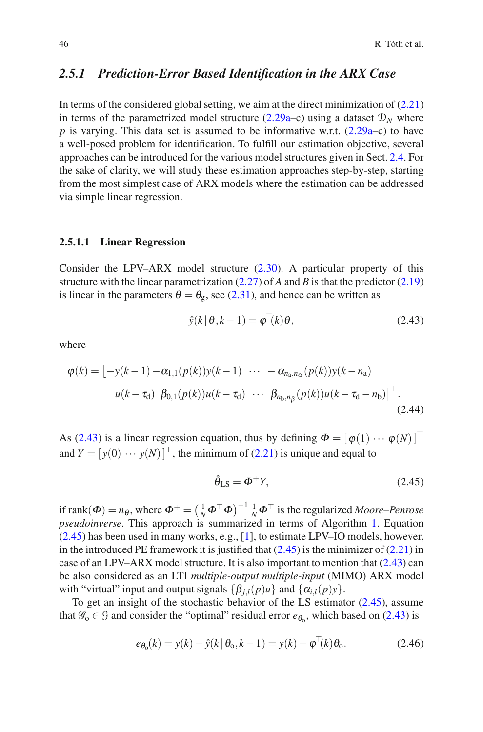### 2.5.1 Prediction-Error Based Identification in the ARX Case

In terms of the considered global setting, we aim at the direct minimization of (2.21) in terms of the parametrized model structure (2.29a–c) using a dataset $\mathcal{D}_N$ where $p$ is varying. This data set is assumed to be informative w.r.t. (2.29a–c) to have a well-posed problem for identification. To fulfill our estimation objective, several approaches can be introduced for the various model structures given in Sect. 2.4. For the sake of clarity, we will study these estimation approaches step-by-step, starting from the most simplest case of ARX models where the estimation can be addressed via simple linear regression.

#### 2.5.1.1 Linear Regression

Consider the LPV–ARX model structure (2.30). A particular property of this structure with the linear parametrization (2.27) of $A$ and $B$ is that the predictor (2.19) is linear in the parameters $\theta = \theta_{\mathrm{g}}$, see (2.31), and hence can be written as

$$\hat{y}(k\,|\,\theta, k-1) = \varphi^{\top}(k)\theta, \tag{2.43}$$

where

$$\begin{aligned}\varphi(k) = \big[&-y(k-1) - \alpha_{1,1}(p(k))y(k-1) \ \ \cdots \ \ -\alpha_{n_{\mathrm{a}},n_{\alpha}}(p(k))y(k-n_{\mathrm{a}}) \\ &u(k-\tau_{\mathrm{d}}) \ \ \beta_{0,1}(p(k))u(k-\tau_{\mathrm{d}}) \ \ \cdots \ \ \beta_{n_{\mathrm{b}},n_{\beta}}(p(k))u(k-\tau_{\mathrm{d}}-n_{\mathrm{b}})\big]^{\top}.\end{aligned} \tag{2.44}$$

As (2.43) is a linear regression equation, thus by defining $\Phi = [\,\varphi(1) \cdots \varphi(N)\,]^{\top}$ and $Y = [\,y(0) \cdots y(N)\,]^{\top}$, the minimum of (2.21) is unique and equal to

$$\hat{\theta}_{\mathrm{LS}} = \Phi^{+}Y, \tag{2.45}$$

if $\mathrm{rank}(\Phi) = n_{\theta}$, where $\Phi^{+} = \left(\frac{1}{N}\Phi^{\top}\Phi\right)^{-1}\frac{1}{N}\Phi^{\top}$ is the regularized *Moore–Penrose pseudoinverse*. This approach is summarized in terms of Algorithm 1. Equation (2.45) has been used in many works, e.g., [1], to estimate LPV–IO models, however, in the introduced PE framework it is justified that (2.45) is the minimizer of (2.21) in case of an LPV–ARX model structure. It is also important to mention that (2.43) can be also considered as an LTI *multiple-output multiple-input* (MIMO) ARX model with "virtual" input and output signals $\{\beta_{j,l}(p)u\}$ and $\{\alpha_{i,l}(p)y\}$.

To get an insight of the stochastic behavior of the LS estimator (2.45), assume that $\mathcal{G}_{\mathrm{o}} \in \mathcal{G}$ and consider the "optimal" residual error $e_{\theta_{\mathrm{o}}}$, which based on (2.43) is

$$e_{\theta_{\mathrm{o}}}(k) = y(k) - \hat{y}(k\,|\,\theta_{\mathrm{o}}, k-1) = y(k) - \varphi^{\top}(k)\theta_{\mathrm{o}}. \tag{2.46}$$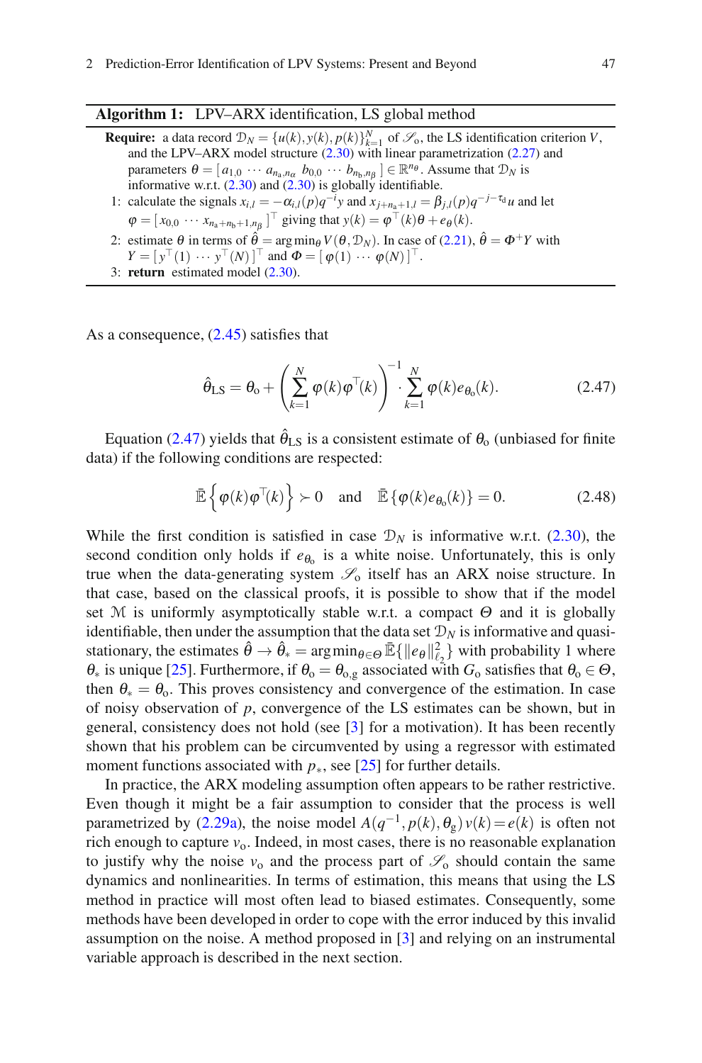**Algorithm 1:** LPV–ARX identification, LS global method

**Require:** a data record $\mathcal{D}_N = \{u(k), y(k), p(k)\}_{k=1}^{N}$ of $\mathscr{S}_{\text{o}}$, the LS identification criterion $V$, and the LPV–ARX model structure (2.30) with linear parametrization (2.27) and parameters $\theta = [\, a_{1,0} \, \cdots \, a_{n_{\text{a}},n_\alpha} \; b_{0,0} \, \cdots \, b_{n_{\text{b}},n_\beta} \,] \in \mathbb{R}^{n_\theta}$. Assume that $\mathcal{D}_N$ is informative w.r.t. (2.30) and (2.30) is globally identifiable.

1: calculate the signals $x_{i,l} = -\alpha_{i,l}(p)q^{-i}y$ and $x_{j+n_{\text{a}}+1,l} = \beta_{j,l}(p)q^{-j-\tau_{\text{d}}}u$ and let $\varphi = [\, x_{0,0} \, \cdots \, x_{n_{\text{a}}+n_{\text{b}}+1,n_\beta} \,]^\top$ giving that $y(k) = \varphi^\top(k)\theta + e_\theta(k)$.

2: estimate $\theta$ in terms of $\hat{\theta} = \arg\min_\theta V(\theta, \mathcal{D}_N)$. In case of (2.21), $\hat{\theta} = \Phi^{+}Y$ with $Y = [\, y^\top(1) \, \cdots \, y^\top(N) \,]^\top$ and $\Phi = [\, \varphi(1) \, \cdots \, \varphi(N) \,]^\top$.

3: **return** estimated model (2.30).

As a consequence, (2.45) satisfies that

$$\hat{\theta}_{\text{LS}} = \theta_{\text{o}} + \left( \sum_{k=1}^{N} \varphi(k)\varphi^\top(k) \right)^{-1} \cdot \sum_{k=1}^{N} \varphi(k) e_{\theta_{\text{o}}}(k). \tag{2.47}$$

Equation (2.47) yields that $\hat{\theta}_{\text{LS}}$ is a consistent estimate of $\theta_{\text{o}}$ (unbiased for finite data) if the following conditions are respected:

$$\bar{\mathbb{E}}\left\{ \varphi(k)\varphi^\top(k) \right\} \succ 0 \quad \text{and} \quad \bar{\mathbb{E}}\{\varphi(k)e_{\theta_{\text{o}}}(k)\} = 0. \tag{2.48}$$

While the first condition is satisfied in case $\mathcal{D}_N$ is informative w.r.t. (2.30), the second condition only holds if $e_{\theta_{\text{o}}}$ is a white noise. Unfortunately, this is only true when the data-generating system $\mathscr{S}_{\text{o}}$ itself has an ARX noise structure. In that case, based on the classical proofs, it is possible to show that if the model set $\mathcal{M}$ is uniformly asymptotically stable w.r.t. a compact $\Theta$ and it is globally identifiable, then under the assumption that the data set $\mathcal{D}_N$ is informative and quasi-stationary, the estimates $\hat{\theta} \to \hat{\theta}_* = \arg\min_{\theta \in \Theta} \bar{\mathbb{E}}\{\|e_\theta\|_{\ell_2}^2\}$ with probability 1 where $\theta_*$ is unique [25]. Furthermore, if $\theta_{\text{o}} = \theta_{\text{o,g}}$ associated with $G_{\text{o}}$ satisfies that $\theta_{\text{o}} \in \Theta$, then $\theta_* = \theta_{\text{o}}$. This proves consistency and convergence of the estimation. In case of noisy observation of $p$, convergence of the LS estimates can be shown, but in general, consistency does not hold (see [3] for a motivation). It has been recently shown that his problem can be circumvented by using a regressor with estimated moment functions associated with $p_*$, see [25] for further details.

In practice, the ARX modeling assumption often appears to be rather restrictive. Even though it might be a fair assumption to consider that the process is well parametrized by (2.29a), the noise model $A(q^{-1}, p(k), \theta_{\text{g}})\, v(k) = e(k)$ is often not rich enough to capture $v_{\text{o}}$. Indeed, in most cases, there is no reasonable explanation to justify why the noise $v_{\text{o}}$ and the process part of $\mathscr{S}_{\text{o}}$ should contain the same dynamics and nonlinearities. In terms of estimation, this means that using the LS method in practice will most often lead to biased estimates. Consequently, some methods have been developed in order to cope with the error induced by this invalid assumption on the noise. A method proposed in [3] and relying on an instrumental variable approach is described in the next section.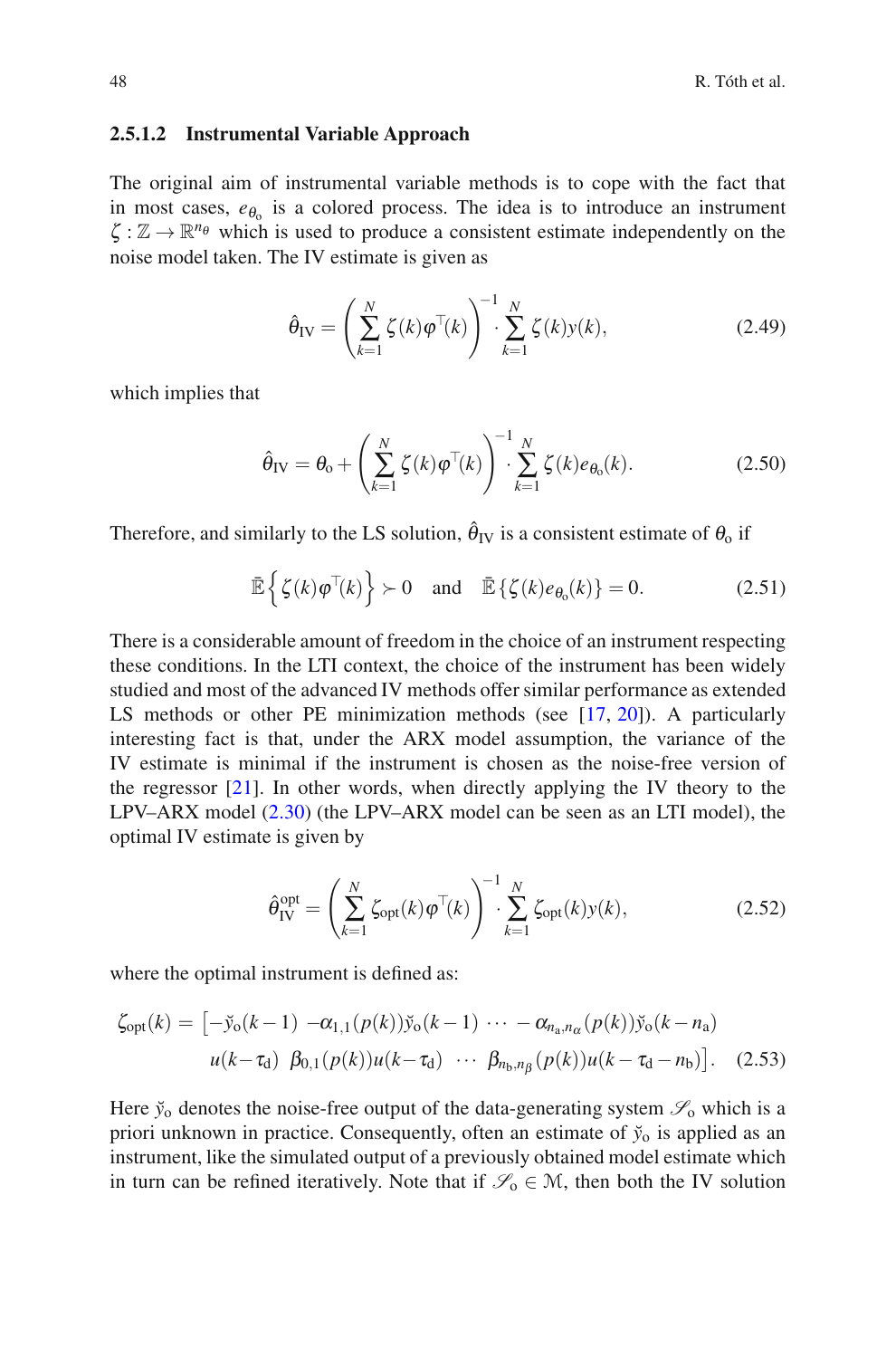#### 2.5.1.2 Instrumental Variable Approach

The original aim of instrumental variable methods is to cope with the fact that in most cases, $e_{\theta_o}$ is a colored process. The idea is to introduce an instrument $\zeta : \mathbb{Z} \to \mathbb{R}^{n_\theta}$ which is used to produce a consistent estimate independently on the noise model taken. The IV estimate is given as

$$\hat{\theta}_{\mathrm{IV}} = \left( \sum_{k=1}^{N} \zeta(k)\varphi^\top(k) \right)^{-1} \cdot \sum_{k=1}^{N} \zeta(k) y(k), \tag{2.49}$$

which implies that

$$\hat{\theta}_{\mathrm{IV}} = \theta_o + \left( \sum_{k=1}^{N} \zeta(k)\varphi^\top(k) \right)^{-1} \cdot \sum_{k=1}^{N} \zeta(k) e_{\theta_o}(k). \tag{2.50}$$

Therefore, and similarly to the LS solution, $\hat{\theta}_{\mathrm{IV}}$ is a consistent estimate of $\theta_o$ if

$$\bar{\mathbb{E}}\left\{ \zeta(k)\varphi^\top(k) \right\} \succ 0 \quad \text{and} \quad \bar{\mathbb{E}}\{\zeta(k) e_{\theta_o}(k)\} = 0. \tag{2.51}$$

There is a considerable amount of freedom in the choice of an instrument respecting these conditions. In the LTI context, the choice of the instrument has been widely studied and most of the advanced IV methods offer similar performance as extended LS methods or other PE minimization methods (see [17, 20]). A particularly interesting fact is that, under the ARX model assumption, the variance of the IV estimate is minimal if the instrument is chosen as the noise-free version of the regressor [21]. In other words, when directly applying the IV theory to the LPV–ARX model (2.30) (the LPV–ARX model can be seen as an LTI model), the optimal IV estimate is given by

$$\hat{\theta}_{\mathrm{IV}}^{\mathrm{opt}} = \left( \sum_{k=1}^{N} \zeta_{\mathrm{opt}}(k)\varphi^\top(k) \right)^{-1} \cdot \sum_{k=1}^{N} \zeta_{\mathrm{opt}}(k) y(k), \tag{2.52}$$

where the optimal instrument is defined as:

$$\begin{aligned} \zeta_{\mathrm{opt}}(k) = \big[ & -\breve{y}_o(k-1) \;\; -\alpha_{1,1}(p(k))\breve{y}_o(k-1) \;\; \cdots \;\; -\alpha_{n_a,n_\alpha}(p(k))\breve{y}_o(k-n_a) \\ & u(k-\tau_d) \;\; \beta_{0,1}(p(k))u(k-\tau_d) \;\; \cdots \;\; \beta_{n_b,n_\beta}(p(k))u(k-\tau_d-n_b) \big]. \end{aligned} \tag{2.53}$$

Here $\breve{y}_o$ denotes the noise-free output of the data-generating system $\mathscr{S}_o$ which is a priori unknown in practice. Consequently, often an estimate of $\breve{y}_o$ is applied as an instrument, like the simulated output of a previously obtained model estimate which in turn can be refined iteratively. Note that if $\mathscr{S}_o \in \mathcal{M}$, then both the IV solution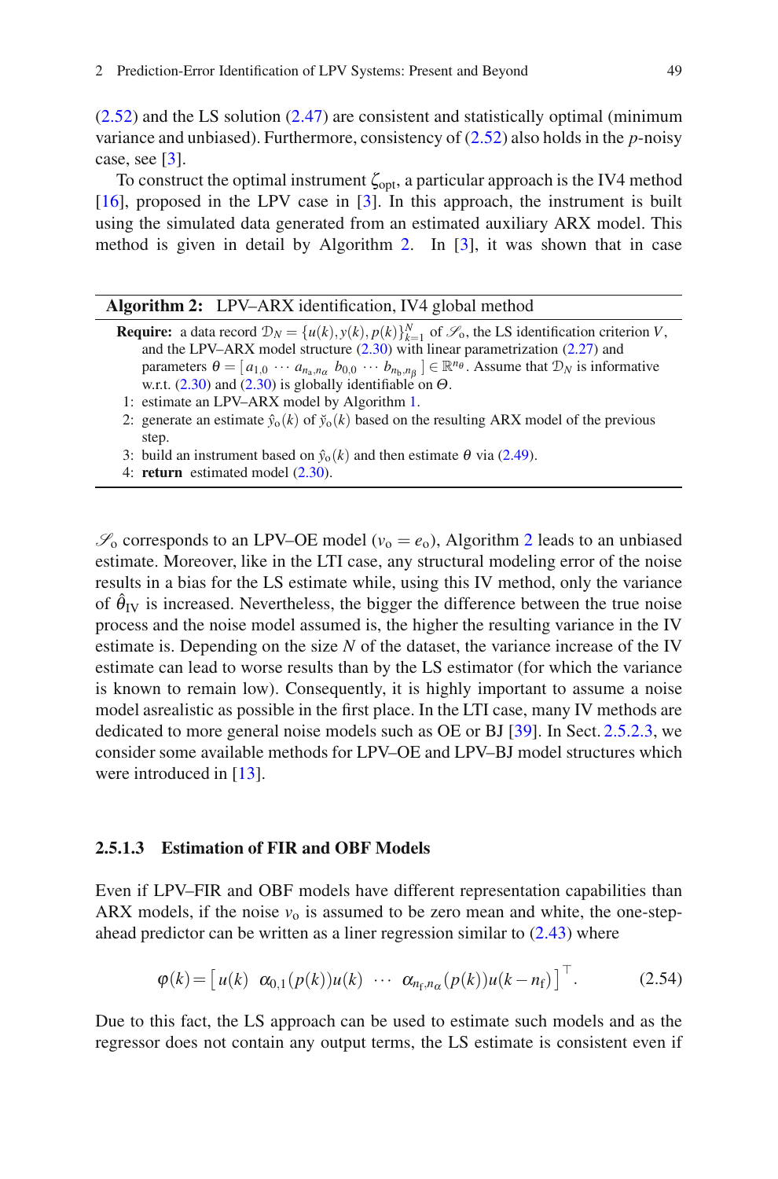(2.52) and the LS solution (2.47) are consistent and statistically optimal (minimum variance and unbiased). Furthermore, consistency of (2.52) also holds in the $p$-noisy case, see [3].

To construct the optimal instrument $\zeta_{\text{opt}}$, a particular approach is the IV4 method [16], proposed in the LPV case in [3]. In this approach, the instrument is built using the simulated data generated from an estimated auxiliary ARX model. This method is given in detail by Algorithm 2. In [3], it was shown that in case

---

**Algorithm 2:** LPV–ARX identification, IV4 global method

**Require:** a data record $\mathcal{D}_N = \{u(k), y(k), p(k)\}_{k=1}^{N}$ of $\mathscr{S}_{\text{o}}$, the LS identification criterion $V$, and the LPV–ARX model structure (2.30) with linear parametrization (2.27) and parameters $\theta = [\, a_{1,0} \,\cdots\, a_{n_{\text{a}},n_{\alpha}} \; b_{0,0} \,\cdots\, b_{n_{\text{b}},n_{\beta}} \,] \in \mathbb{R}^{n_\theta}$. Assume that $\mathcal{D}_N$ is informative w.r.t. (2.30) and (2.30) is globally identifiable on $\Theta$.

1: estimate an LPV–ARX model by Algorithm 1.
2: generate an estimate $\hat{y}_{\text{o}}(k)$ of $\breve{y}_{\text{o}}(k)$ based on the resulting ARX model of the previous step.
3: build an instrument based on $\hat{y}_{\text{o}}(k)$ and then estimate $\theta$ via (2.49).
4: **return** estimated model (2.30).

---

$\mathscr{S}_{\text{o}}$ corresponds to an LPV–OE model ($v_{\text{o}} = e_{\text{o}}$), Algorithm 2 leads to an unbiased estimate. Moreover, like in the LTI case, any structural modeling error of the noise results in a bias for the LS estimate while, using this IV method, only the variance of $\hat{\theta}_{\text{IV}}$ is increased. Nevertheless, the bigger the difference between the true noise process and the noise model assumed is, the higher the resulting variance in the IV estimate is. Depending on the size $N$ of the dataset, the variance increase of the IV estimate can lead to worse results than by the LS estimator (for which the variance is known to remain low). Consequently, it is highly important to assume a noise model asrealistic as possible in the first place. In the LTI case, many IV methods are dedicated to more general noise models such as OE or BJ [39]. In Sect. 2.5.2.3, we consider some available methods for LPV–OE and LPV–BJ model structures which were introduced in [13].

#### 2.5.1.3 Estimation of FIR and OBF Models

Even if LPV–FIR and OBF models have different representation capabilities than ARX models, if the noise $v_{\text{o}}$ is assumed to be zero mean and white, the one-step-ahead predictor can be written as a liner regression similar to (2.43) where

$$\varphi(k) = \left[\, u(k) \;\; \alpha_{0,1}(p(k))u(k) \;\; \cdots \;\; \alpha_{n_{\text{f}},n_{\alpha}}(p(k))u(k-n_{\text{f}}) \,\right]^{\top}. \tag{2.54}$$

Due to this fact, the LS approach can be used to estimate such models and as the regressor does not contain any output terms, the LS estimate is consistent even if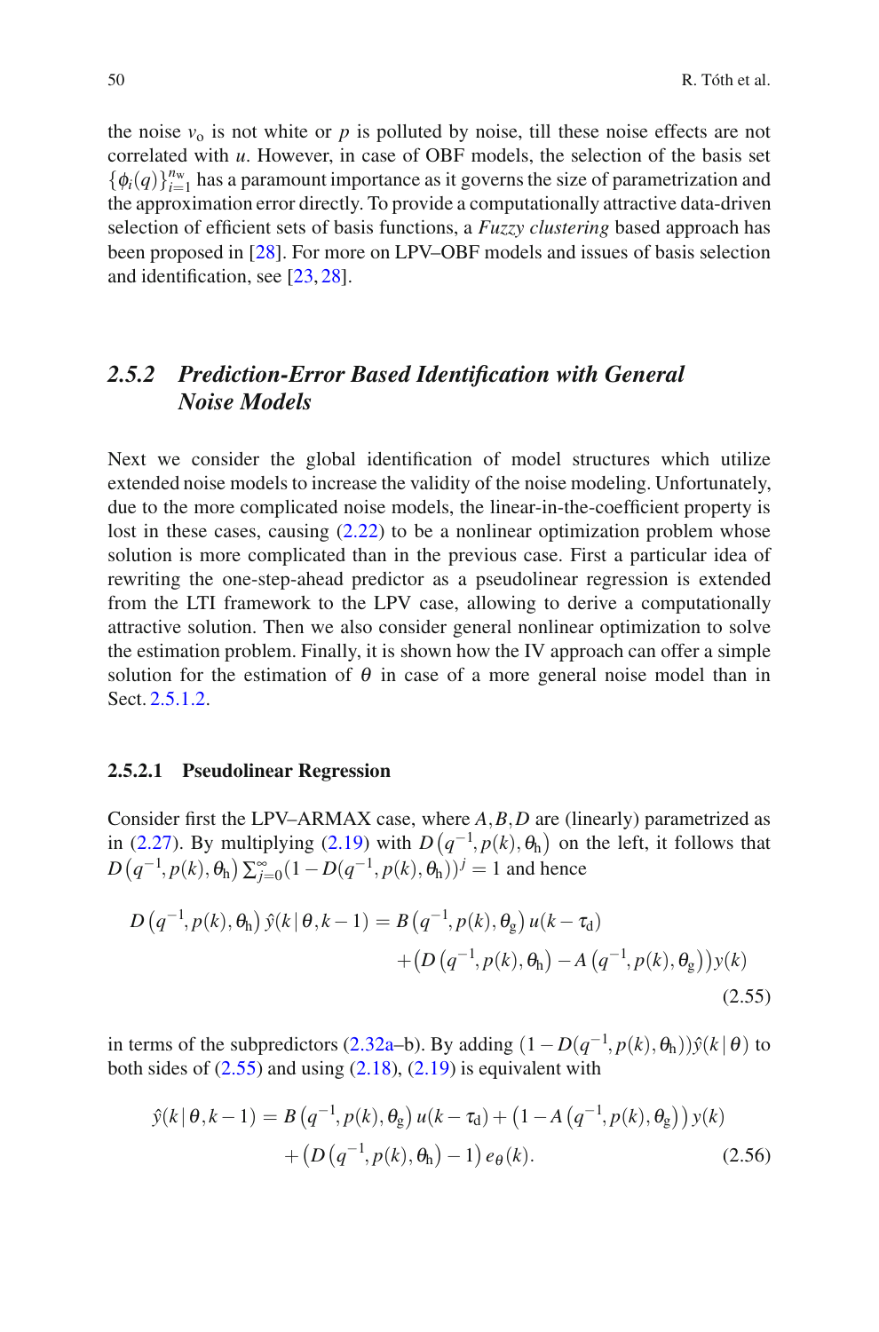the noise $v_\mathrm{o}$ is not white or $p$ is polluted by noise, till these noise effects are not correlated with $u$. However, in case of OBF models, the selection of the basis set $\{\phi_i(q)\}_{i=1}^{n_\mathrm{w}}$ has a paramount importance as it governs the size of parametrization and the approximation error directly. To provide a computationally attractive data-driven selection of efficient sets of basis functions, a *Fuzzy clustering* based approach has been proposed in [28]. For more on LPV–OBF models and issues of basis selection and identification, see [23, 28].

### 2.5.2 Prediction-Error Based Identification with General Noise Models

Next we consider the global identification of model structures which utilize extended noise models to increase the validity of the noise modeling. Unfortunately, due to the more complicated noise models, the linear-in-the-coefficient property is lost in these cases, causing (2.22) to be a nonlinear optimization problem whose solution is more complicated than in the previous case. First a particular idea of rewriting the one-step-ahead predictor as a pseudolinear regression is extended from the LTI framework to the LPV case, allowing to derive a computationally attractive solution. Then we also consider general nonlinear optimization to solve the estimation problem. Finally, it is shown how the IV approach can offer a simple solution for the estimation of $\theta$ in case of a more general noise model than in Sect. 2.5.1.2.

#### 2.5.2.1 Pseudolinear Regression

Consider first the LPV–ARMAX case, where $A, B, D$ are (linearly) parametrized as in (2.27). By multiplying (2.19) with $D\left(q^{-1}, p(k), \theta_\mathrm{h}\right)$ on the left, it follows that $D\left(q^{-1}, p(k), \theta_\mathrm{h}\right) \sum_{j=0}^{\infty}(1 - D(q^{-1}, p(k), \theta_\mathrm{h}))^j = 1$ and hence

$$
\begin{aligned}
D\left(q^{-1}, p(k), \theta_\mathrm{h}\right) \hat{y}(k \,|\, \theta, k-1) = {} & B\left(q^{-1}, p(k), \theta_\mathrm{g}\right) u(k - \tau_\mathrm{d}) \\
& + \left(D\left(q^{-1}, p(k), \theta_\mathrm{h}\right) - A\left(q^{-1}, p(k), \theta_\mathrm{g}\right)\right) y(k)
\end{aligned}
\tag{2.55}
$$

in terms of the subpredictors (2.32a–b). By adding $(1 - D(q^{-1}, p(k), \theta_\mathrm{h}))\hat{y}(k \,|\, \theta)$ to both sides of (2.55) and using (2.18), (2.19) is equivalent with

$$
\begin{aligned}
\hat{y}(k \,|\, \theta, k-1) = {} & B\left(q^{-1}, p(k), \theta_\mathrm{g}\right) u(k - \tau_\mathrm{d}) + \left(1 - A\left(q^{-1}, p(k), \theta_\mathrm{g}\right)\right) y(k) \\
& + \left(D\left(q^{-1}, p(k), \theta_\mathrm{h}\right) - 1\right) e_\theta(k).
\end{aligned}
\tag{2.56}
$$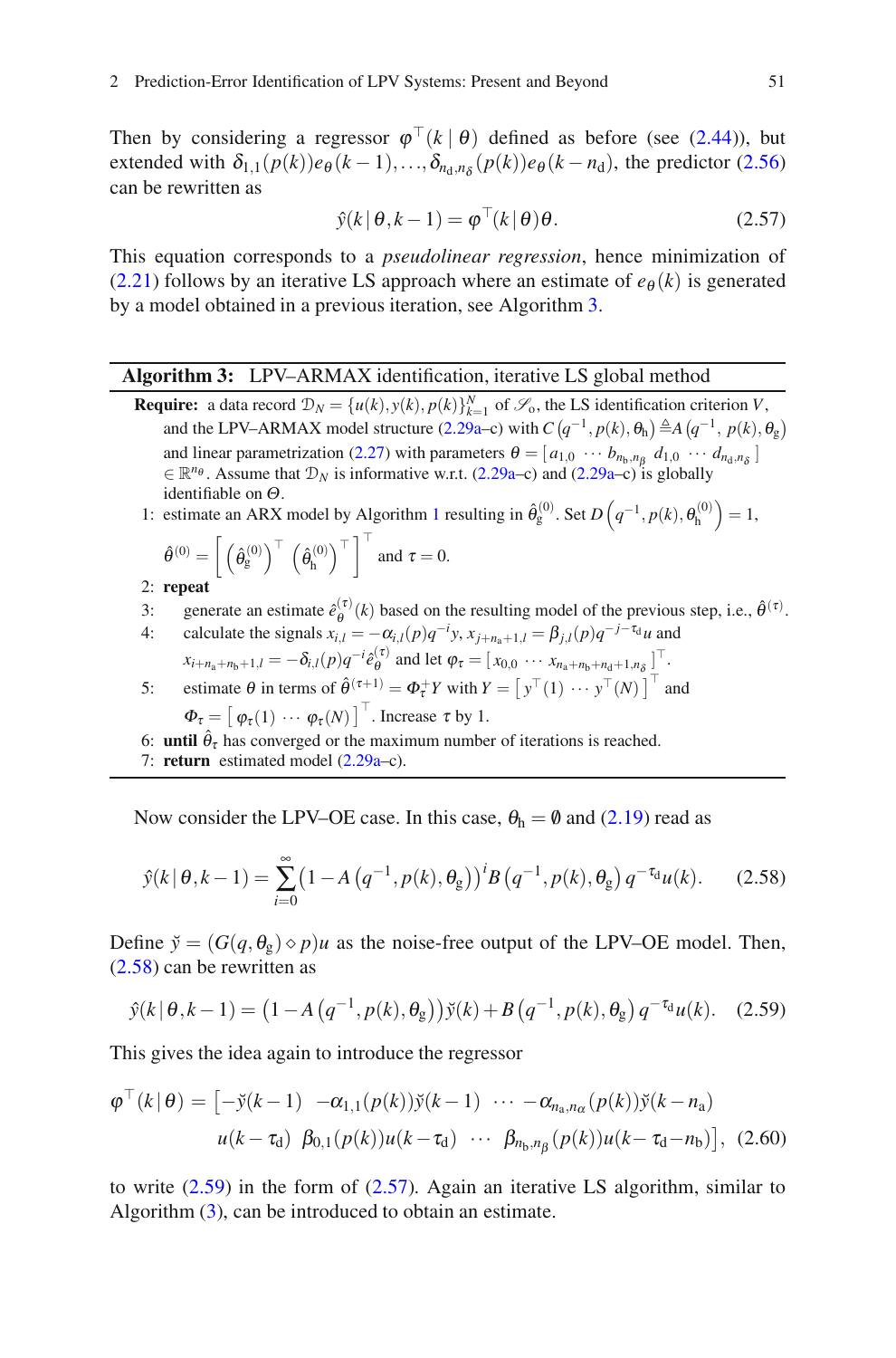Then by considering a regressor $\varphi^\top(k \mid \theta)$ defined as before (see (2.44)), but extended with $\delta_{1,1}(p(k))e_\theta(k-1), \ldots, \delta_{n_\mathrm{d},n_\delta}(p(k))e_\theta(k-n_\mathrm{d})$, the predictor (2.56) can be rewritten as

$$\hat{y}(k \mid \theta, k-1) = \varphi^\top(k \mid \theta)\theta. \tag{2.57}$$

This equation corresponds to a *pseudolinear regression*, hence minimization of (2.21) follows by an iterative LS approach where an estimate of $e_\theta(k)$ is generated by a model obtained in a previous iteration, see Algorithm 3.

---

**Algorithm 3:** LPV–ARMAX identification, iterative LS global method

---

**Require:** a data record $\mathcal{D}_N = \{u(k), y(k), p(k)\}_{k=1}^N$ of $\mathscr{S}_\mathrm{o}$, the LS identification criterion $V$, and the LPV–ARMAX model structure (2.29a–c) with $C\left(q^{-1}, p(k), \theta_\mathrm{h}\right) \triangleq A\left(q^{-1}, p(k), \theta_\mathrm{g}\right)$ and linear parametrization (2.27) with parameters $\theta = [\, a_{1,0} \;\cdots\; b_{n_\mathrm{b},n_\beta} \;\; d_{1,0} \;\cdots\; d_{n_\mathrm{d},n_\delta} \,]$ $\in \mathbb{R}^{n_\theta}$. Assume that $\mathcal{D}_N$ is informative w.r.t. (2.29a–c) and (2.29a–c) is globally identifiable on $\Theta$.

1: estimate an ARX model by Algorithm 1 resulting in $\hat{\theta}_\mathrm{g}^{(0)}$. Set $D\left(q^{-1}, p(k), \theta_\mathrm{h}^{(0)}\right) = 1$, $\hat{\theta}^{(0)} = \left[ \left(\hat{\theta}_\mathrm{g}^{(0)}\right)^\top \; \left(\hat{\theta}_\mathrm{h}^{(0)}\right)^\top \right]^\top$ and $\tau = 0$.

2: **repeat**

3: generate an estimate $\hat{e}_\theta^{(\tau)}(k)$ based on the resulting model of the previous step, i.e., $\hat{\theta}^{(\tau)}$.

4: calculate the signals $x_{i,l} = -\alpha_{i,l}(p)q^{-i}y$, $x_{j+n_\mathrm{a}+1,l} = \beta_{j,l}(p)q^{-j-\tau_\mathrm{d}}u$ and $x_{i+n_\mathrm{a}+n_\mathrm{b}+1,l} = -\delta_{i,l}(p)q^{-i}\hat{e}_\theta^{(\tau)}$ and let $\varphi_\tau = [\, x_{0,0} \;\cdots\; x_{n_\mathrm{a}+n_\mathrm{b}+n_\mathrm{d}+1,n_\delta} \,]^\top$.

5: estimate $\theta$ in terms of $\hat{\theta}^{(\tau+1)} = \Phi_\tau^+ Y$ with $Y = \left[\, y^\top(1) \;\cdots\; y^\top(N) \,\right]^\top$ and $\Phi_\tau = [\, \varphi_\tau(1) \;\cdots\; \varphi_\tau(N) \,]^\top$. Increase $\tau$ by 1.

6: **until** $\hat{\theta}_\tau$ has converged or the maximum number of iterations is reached.

7: **return** estimated model (2.29a–c).

---

Now consider the LPV–OE case. In this case, $\theta_\mathrm{h} = \emptyset$ and (2.19) read as

$$\hat{y}(k \mid \theta, k-1) = \sum_{i=0}^{\infty} \left(1 - A\left(q^{-1}, p(k), \theta_\mathrm{g}\right)\right)^i B\left(q^{-1}, p(k), \theta_\mathrm{g}\right) q^{-\tau_\mathrm{d}} u(k). \tag{2.58}$$

Define $\breve{y} = (G(q, \theta_\mathrm{g}) \diamond p)u$ as the noise-free output of the LPV–OE model. Then, (2.58) can be rewritten as

$$\hat{y}(k \mid \theta, k-1) = \left(1 - A\left(q^{-1}, p(k), \theta_\mathrm{g}\right)\right)\breve{y}(k) + B\left(q^{-1}, p(k), \theta_\mathrm{g}\right) q^{-\tau_\mathrm{d}} u(k). \tag{2.59}$$

This gives the idea again to introduce the regressor

$$\begin{aligned} \varphi^\top(k \mid \theta) = \big[ &-\breve{y}(k-1) \;\; -\alpha_{1,1}(p(k))\breve{y}(k-1) \;\; \cdots \;\; -\alpha_{n_\mathrm{a},n_\alpha}(p(k))\breve{y}(k-n_\mathrm{a}) \\ &u(k-\tau_\mathrm{d}) \;\; \beta_{0,1}(p(k))u(k-\tau_\mathrm{d}) \;\; \cdots \;\; \beta_{n_\mathrm{b},n_\beta}(p(k))u(k-\tau_\mathrm{d}-n_\mathrm{b}) \big], \end{aligned} \tag{2.60}$$

to write (2.59) in the form of (2.57). Again an iterative LS algorithm, similar to Algorithm (3), can be introduced to obtain an estimate.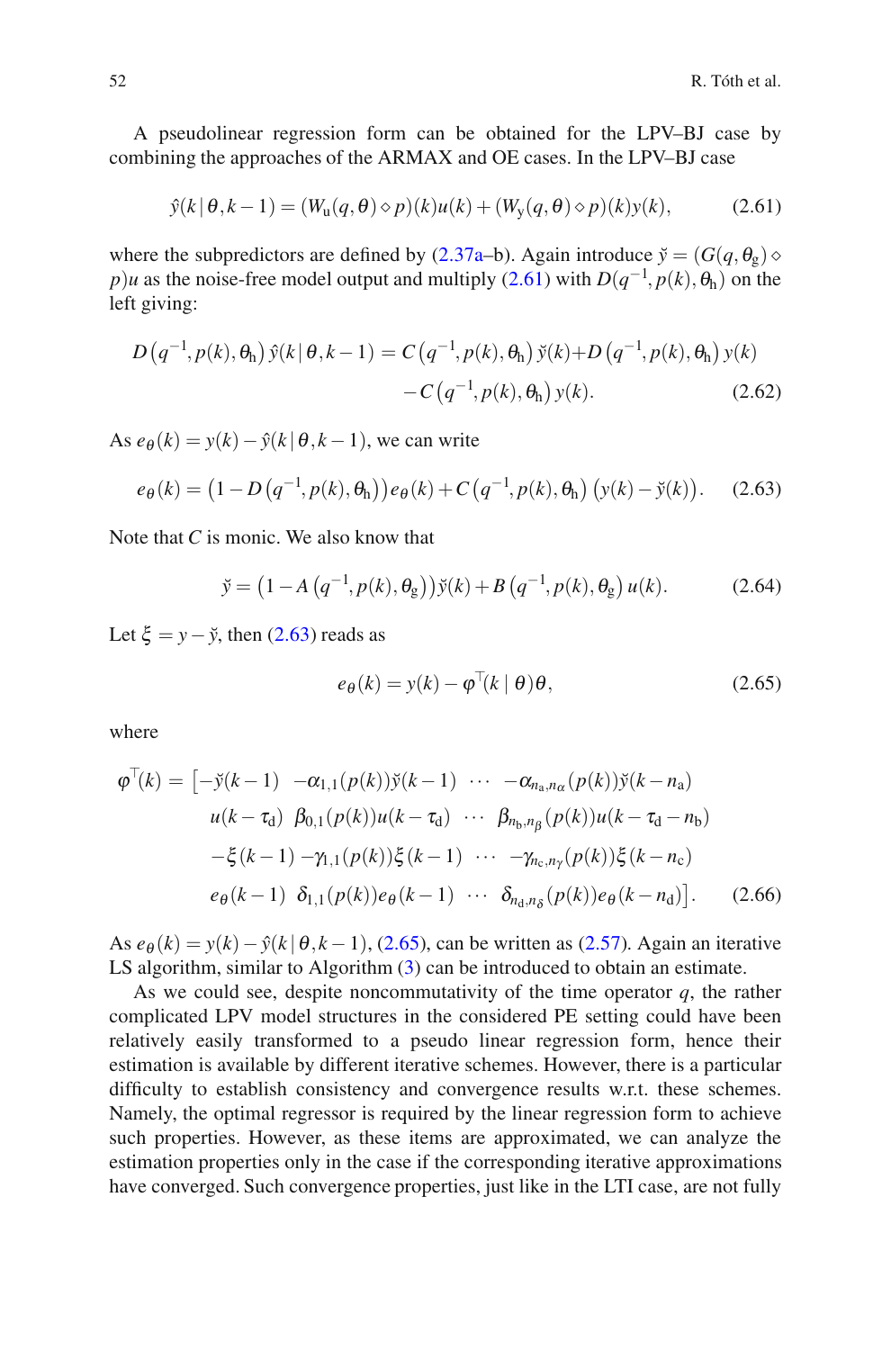A pseudolinear regression form can be obtained for the LPV–BJ case by combining the approaches of the ARMAX and OE cases. In the LPV–BJ case

$$\hat{y}(k\,|\,\theta,k-1) = (W_{\mathrm{u}}(q,\theta)\diamond p)(k)u(k) + (W_{\mathrm{y}}(q,\theta)\diamond p)(k)y(k), \tag{2.61}$$

where the subpredictors are defined by (2.37a–b). Again introduce $\breve{y} = (G(q,\theta_{\mathrm{g}})\diamond p)u$ as the noise-free model output and multiply (2.61) with $D(q^{-1},p(k),\theta_{\mathrm{h}})$ on the left giving:

$$\begin{aligned} D\left(q^{-1},p(k),\theta_{\mathrm{h}}\right)\hat{y}(k\,|\,\theta,k-1) = {} & C\left(q^{-1},p(k),\theta_{\mathrm{h}}\right)\breve{y}(k) + D\left(q^{-1},p(k),\theta_{\mathrm{h}}\right)y(k) \\ & - C\left(q^{-1},p(k),\theta_{\mathrm{h}}\right)y(k). \end{aligned} \tag{2.62}$$

As $e_\theta(k) = y(k) - \hat{y}(k\,|\,\theta,k-1)$, we can write

$$e_\theta(k) = \left(1 - D\left(q^{-1},p(k),\theta_{\mathrm{h}}\right)\right)e_\theta(k) + C\left(q^{-1},p(k),\theta_{\mathrm{h}}\right)\left(y(k) - \breve{y}(k)\right). \tag{2.63}$$

Note that $C$ is monic. We also know that

$$\breve{y} = \left(1 - A\left(q^{-1},p(k),\theta_{\mathrm{g}}\right)\right)\breve{y}(k) + B\left(q^{-1},p(k),\theta_{\mathrm{g}}\right)u(k). \tag{2.64}$$

Let $\xi = y - \breve{y}$, then (2.63) reads as

$$e_\theta(k) = y(k) - \varphi^\top(k\mid\theta)\theta, \tag{2.65}$$

where

$$\begin{aligned} \varphi^\top(k) = \big[ & -\breve{y}(k-1) \;\; -\alpha_{1,1}(p(k))\breve{y}(k-1) \;\; \cdots \;\; -\alpha_{n_{\mathrm{a}},n_\alpha}(p(k))\breve{y}(k-n_{\mathrm{a}}) \\ & u(k-\tau_{\mathrm{d}}) \;\; \beta_{0,1}(p(k))u(k-\tau_{\mathrm{d}}) \;\; \cdots \;\; \beta_{n_{\mathrm{b}},n_\beta}(p(k))u(k-\tau_{\mathrm{d}}-n_{\mathrm{b}}) \\ & -\xi(k-1) \; -\gamma_{1,1}(p(k))\xi(k-1) \;\; \cdots \;\; -\gamma_{n_{\mathrm{c}},n_\gamma}(p(k))\xi(k-n_{\mathrm{c}}) \\ & e_\theta(k-1) \;\; \delta_{1,1}(p(k))e_\theta(k-1) \;\; \cdots \;\; \delta_{n_{\mathrm{d}},n_\delta}(p(k))e_\theta(k-n_{\mathrm{d}}) \big]. \end{aligned} \tag{2.66}$$

As $e_\theta(k) = y(k) - \hat{y}(k\,|\,\theta,k-1)$, (2.65), can be written as (2.57). Again an iterative LS algorithm, similar to Algorithm (3) can be introduced to obtain an estimate.

As we could see, despite noncommutativity of the time operator $q$, the rather complicated LPV model structures in the considered PE setting could have been relatively easily transformed to a pseudo linear regression form, hence their estimation is available by different iterative schemes. However, there is a particular difficulty to establish consistency and convergence results w.r.t. these schemes. Namely, the optimal regressor is required by the linear regression form to achieve such properties. However, as these items are approximated, we can analyze the estimation properties only in the case if the corresponding iterative approximations have converged. Such convergence properties, just like in the LTI case, are not fully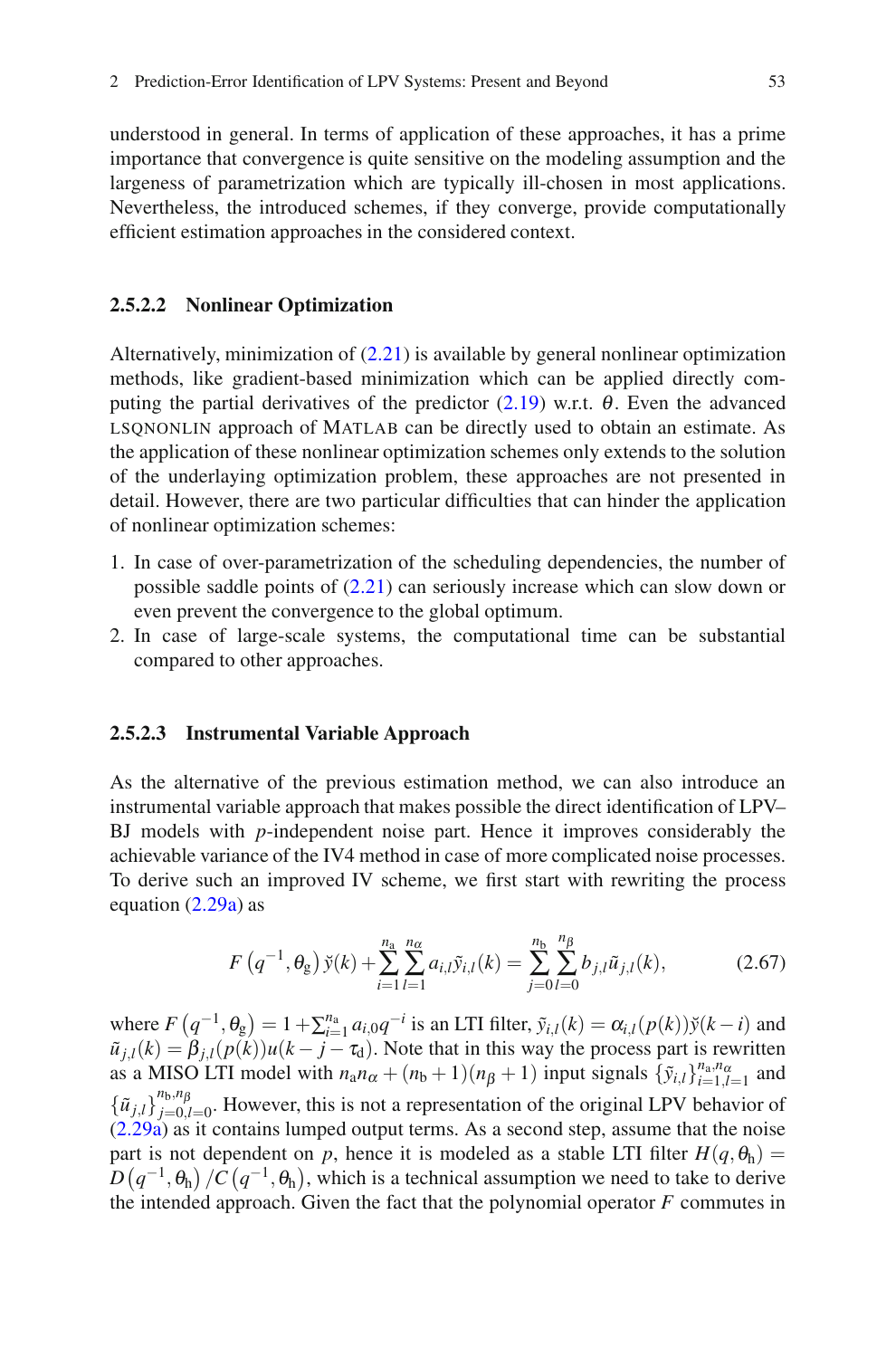understood in general. In terms of application of these approaches, it has a prime importance that convergence is quite sensitive on the modeling assumption and the largeness of parametrization which are typically ill-chosen in most applications. Nevertheless, the introduced schemes, if they converge, provide computationally efficient estimation approaches in the considered context.

#### 2.5.2.2 Nonlinear Optimization

Alternatively, minimization of (2.21) is available by general nonlinear optimization methods, like gradient-based minimization which can be applied directly computing the partial derivatives of the predictor (2.19) w.r.t. $\theta$. Even the advanced LSQNONLIN approach of MATLAB can be directly used to obtain an estimate. As the application of these nonlinear optimization schemes only extends to the solution of the underlaying optimization problem, these approaches are not presented in detail. However, there are two particular difficulties that can hinder the application of nonlinear optimization schemes:

1. In case of over-parametrization of the scheduling dependencies, the number of possible saddle points of (2.21) can seriously increase which can slow down or even prevent the convergence to the global optimum.
2. In case of large-scale systems, the computational time can be substantial compared to other approaches.

#### 2.5.2.3 Instrumental Variable Approach

As the alternative of the previous estimation method, we can also introduce an instrumental variable approach that makes possible the direct identification of LPV–BJ models with $p$-independent noise part. Hence it improves considerably the achievable variance of the IV4 method in case of more complicated noise processes. To derive such an improved IV scheme, we first start with rewriting the process equation (2.29a) as

$$F\left(q^{-1},\theta_{\mathrm{g}}\right)\breve{y}(k)+\sum_{i=1}^{n_{\mathrm{a}}}\sum_{l=1}^{n_{\alpha}}a_{i,l}\tilde{y}_{i,l}(k)=\sum_{j=0}^{n_{\mathrm{b}}}\sum_{l=0}^{n_{\beta}}b_{j,l}\tilde{u}_{j,l}(k), \tag{2.67}$$

where $F\left(q^{-1},\theta_{\mathrm{g}}\right)=1+\sum_{i=1}^{n_{\mathrm{a}}}a_{i,0}q^{-i}$ is an LTI filter, $\tilde{y}_{i,l}(k)=\alpha_{i,l}(p(k))\breve{y}(k-i)$ and $\tilde{u}_{j,l}(k)=\beta_{j,l}(p(k))u(k-j-\tau_{\mathrm{d}})$. Note that in this way the process part is rewritten as a MISO LTI model with $n_{\mathrm{a}}n_{\alpha}+(n_{\mathrm{b}}+1)(n_{\beta}+1)$ input signals $\{\tilde{y}_{i,l}\}_{i=1,l=1}^{n_{\mathrm{a}},n_{\alpha}}$ and $\{\tilde{u}_{j,l}\}_{j=0,l=0}^{n_{\mathrm{b}},n_{\beta}}$. However, this is not a representation of the original LPV behavior of (2.29a) as it contains lumped output terms. As a second step, assume that the noise part is not dependent on $p$, hence it is modeled as a stable LTI filter $H(q,\theta_{\mathrm{h}})=D\left(q^{-1},\theta_{\mathrm{h}}\right)/C\left(q^{-1},\theta_{\mathrm{h}}\right)$, which is a technical assumption we need to take to derive the intended approach. Given the fact that the polynomial operator $F$ commutes in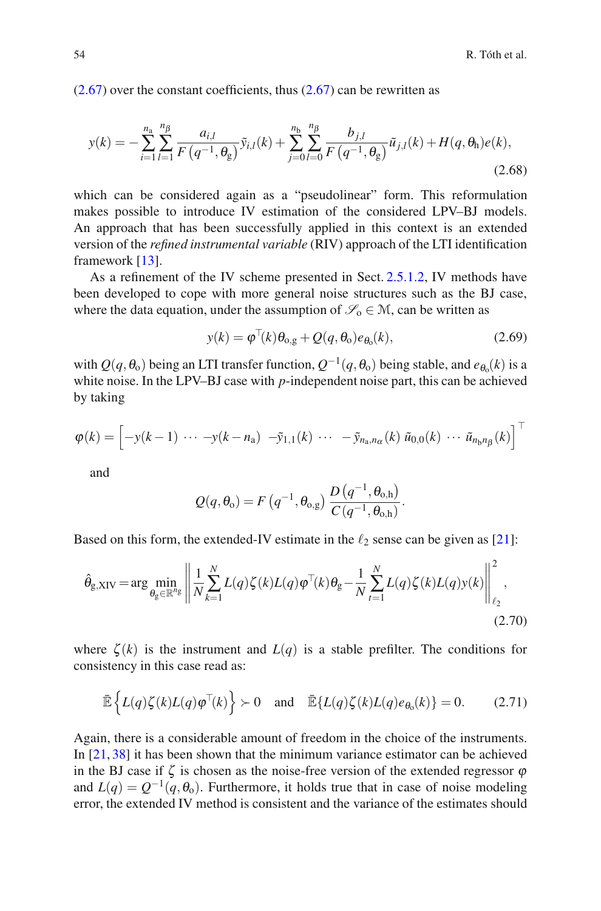(2.67) over the constant coefficients, thus (2.67) can be rewritten as

$$y(k) = -\sum_{i=1}^{n_\mathrm{a}} \sum_{l=1}^{n_\beta} \frac{a_{i,l}}{F\left(q^{-1}, \theta_\mathrm{g}\right)} \tilde{y}_{i,l}(k) + \sum_{j=0}^{n_\mathrm{b}} \sum_{l=0}^{n_\beta} \frac{b_{j,l}}{F\left(q^{-1}, \theta_\mathrm{g}\right)} \tilde{u}_{j,l}(k) + H(q, \theta_\mathrm{h}) e(k), \tag{2.68}$$

which can be considered again as a "pseudolinear" form. This reformulation makes possible to introduce IV estimation of the considered LPV–BJ models. An approach that has been successfully applied in this context is an extended version of the *refined instrumental variable* (RIV) approach of the LTI identification framework [13].

As a refinement of the IV scheme presented in Sect. 2.5.1.2, IV methods have been developed to cope with more general noise structures such as the BJ case, where the data equation, under the assumption of $\mathscr{S}_\mathrm{o} \in \mathcal{M}$, can be written as

$$y(k) = \varphi^\top(k) \theta_{\mathrm{o,g}} + Q(q, \theta_\mathrm{o}) e_{\theta_\mathrm{o}}(k), \tag{2.69}$$

with $Q(q, \theta_\mathrm{o})$ being an LTI transfer function, $Q^{-1}(q, \theta_\mathrm{o})$ being stable, and $e_{\theta_\mathrm{o}}(k)$ is a white noise. In the LPV–BJ case with $p$-independent noise part, this can be achieved by taking

$$\varphi(k) = \left[-y(k-1) \; \cdots \; -y(k-n_\mathrm{a}) \; -\tilde{y}_{1,1}(k) \; \cdots \; -\tilde{y}_{n_\mathrm{a},n_\alpha}(k) \; \tilde{u}_{0,0}(k) \; \cdots \; \tilde{u}_{n_\mathrm{b} n_\beta}(k)\right]^\top$$

and

$$Q(q, \theta_\mathrm{o}) = F\left(q^{-1}, \theta_{\mathrm{o,g}}\right) \frac{D\left(q^{-1}, \theta_{\mathrm{o,h}}\right)}{C\left(q^{-1}, \theta_{\mathrm{o,h}}\right)}.$$

Based on this form, the extended-IV estimate in the $\ell_2$ sense can be given as [21]:

$$\hat{\theta}_{\mathrm{g,XIV}} = \arg \min_{\theta_\mathrm{g} \in \mathbb{R}^{n_\mathrm{g}}} \left\| \frac{1}{N} \sum_{k=1}^{N} L(q) \zeta(k) L(q) \varphi^\top(k) \theta_\mathrm{g} - \frac{1}{N} \sum_{t=1}^{N} L(q) \zeta(k) L(q) y(k) \right\|_{\ell_2}^2, \tag{2.70}$$

where $\zeta(k)$ is the instrument and $L(q)$ is a stable prefilter. The conditions for consistency in this case read as:

$$\bar{\mathbb{E}}\left\{L(q)\zeta(k)L(q)\varphi^\top(k)\right\} \succ 0 \quad \text{and} \quad \bar{\mathbb{E}}\{L(q)\zeta(k)L(q)e_{\theta_\mathrm{o}}(k)\} = 0. \tag{2.71}$$

Again, there is a considerable amount of freedom in the choice of the instruments. In [21, 38] it has been shown that the minimum variance estimator can be achieved in the BJ case if $\zeta$ is chosen as the noise-free version of the extended regressor $\varphi$ and $L(q) = Q^{-1}(q, \theta_\mathrm{o})$. Furthermore, it holds true that in case of noise modeling error, the extended IV method is consistent and the variance of the estimates should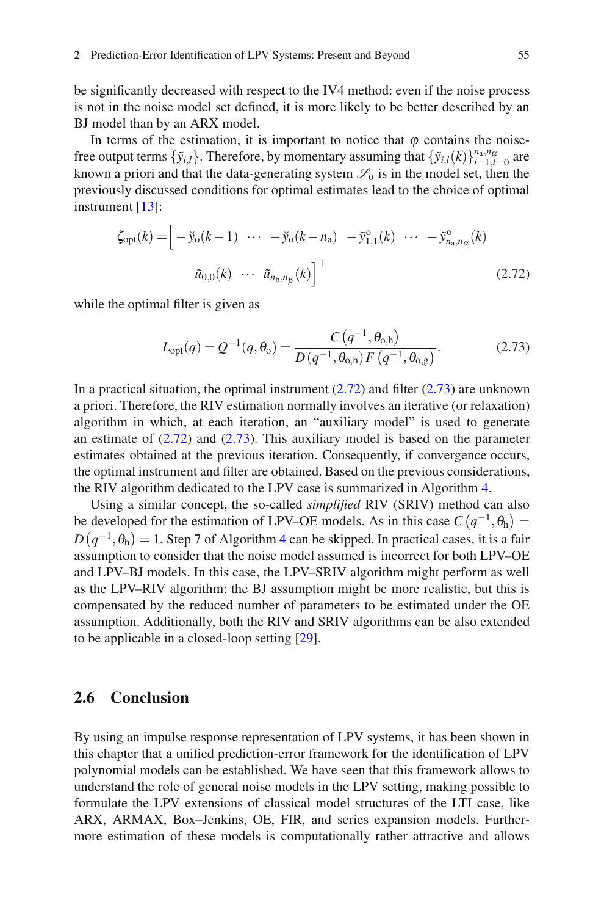be significantly decreased with respect to the IV4 method: even if the noise process is not in the noise model set defined, it is more likely to be better described by an BJ model than by an ARX model.

In terms of the estimation, it is important to notice that $\varphi$ contains the noise-free output terms $\{\tilde{y}_{i,l}\}$. Therefore, by momentary assuming that $\{\tilde{y}_{i,l}(k)\}_{i=1,l=0}^{n_a,n_\alpha}$ are known a priori and that the data-generating system $\mathscr{S}_o$ is in the model set, then the previously discussed conditions for optimal estimates lead to the choice of optimal instrument [13]:

$$\zeta_{\text{opt}}(k) = \Big[ -\breve{y}_o(k-1) \ \cdots \ -\breve{y}_o(k-n_a) \ \ -\tilde{y}^o_{1,1}(k) \ \cdots \ -\tilde{y}^o_{n_a,n_\alpha}(k) \\ \tilde{u}_{0,0}(k) \ \cdots \ \tilde{u}_{n_b,n_\beta}(k) \Big]^\top \tag{2.72}$$

while the optimal filter is given as

$$L_{\text{opt}}(q) = Q^{-1}(q, \theta_o) = \frac{C\left(q^{-1}, \theta_{o,h}\right)}{D\left(q^{-1}, \theta_{o,h}\right) F\left(q^{-1}, \theta_{o,g}\right)}. \tag{2.73}$$

In a practical situation, the optimal instrument (2.72) and filter (2.73) are unknown a priori. Therefore, the RIV estimation normally involves an iterative (or relaxation) algorithm in which, at each iteration, an "auxiliary model" is used to generate an estimate of (2.72) and (2.73). This auxiliary model is based on the parameter estimates obtained at the previous iteration. Consequently, if convergence occurs, the optimal instrument and filter are obtained. Based on the previous considerations, the RIV algorithm dedicated to the LPV case is summarized in Algorithm 4.

Using a similar concept, the so-called *simplified* RIV (SRIV) method can also be developed for the estimation of LPV–OE models. As in this case $C\left(q^{-1}, \theta_h\right) = D\left(q^{-1}, \theta_h\right) = 1$, Step 7 of Algorithm 4 can be skipped. In practical cases, it is a fair assumption to consider that the noise model assumed is incorrect for both LPV–OE and LPV–BJ models. In this case, the LPV–SRIV algorithm might perform as well as the LPV–RIV algorithm: the BJ assumption might be more realistic, but this is compensated by the reduced number of parameters to be estimated under the OE assumption. Additionally, both the RIV and SRIV algorithms can be also extended to be applicable in a closed-loop setting [29].

## 2.6 Conclusion

By using an impulse response representation of LPV systems, it has been shown in this chapter that a unified prediction-error framework for the identification of LPV polynomial models can be established. We have seen that this framework allows to understand the role of general noise models in the LPV setting, making possible to formulate the LPV extensions of classical model structures of the LTI case, like ARX, ARMAX, Box–Jenkins, OE, FIR, and series expansion models. Furthermore estimation of these models is computationally rather attractive and allows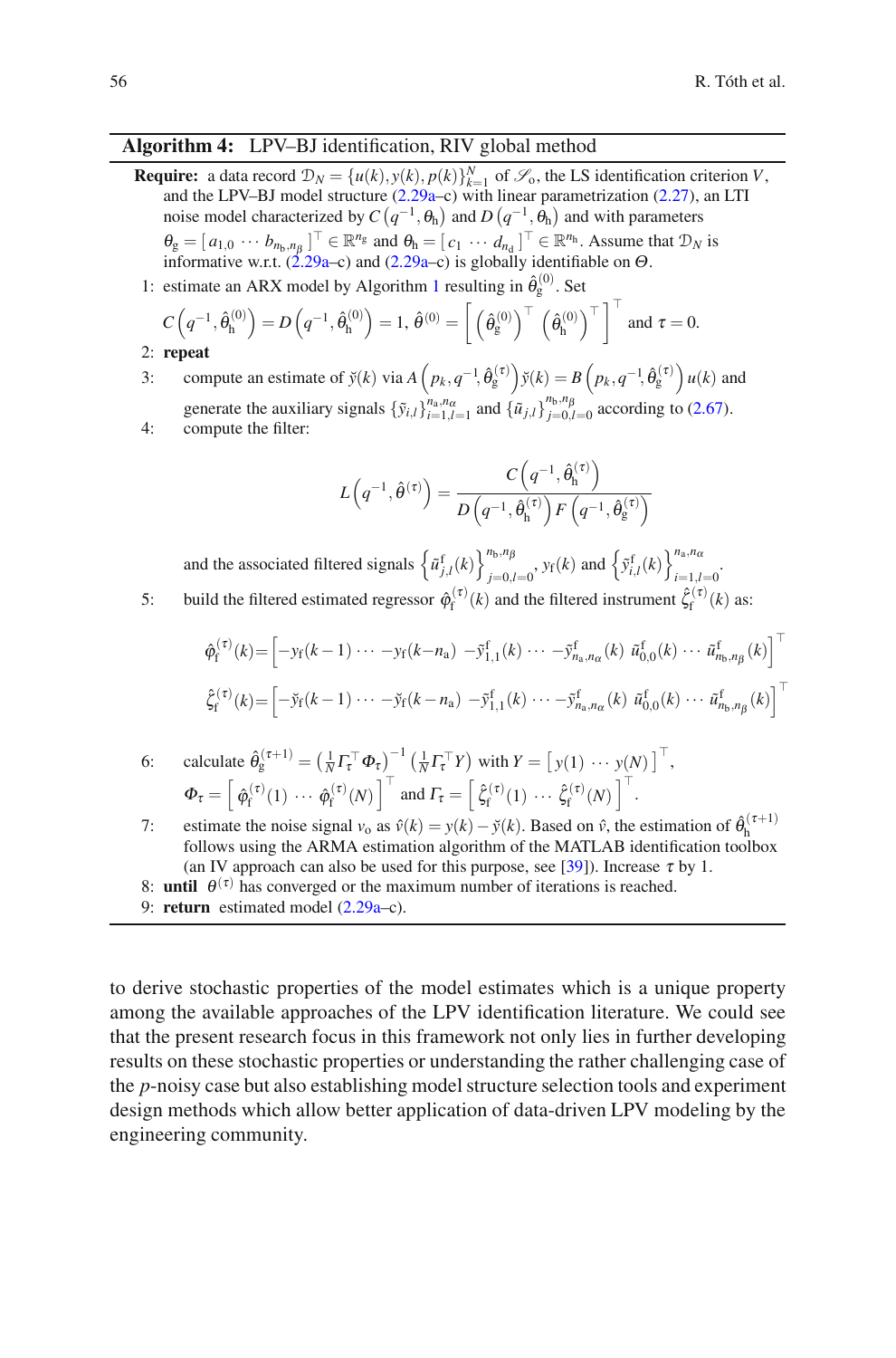**Algorithm 4:** LPV–BJ identification, RIV global method

**Require:** a data record $\mathcal{D}_N = \{u(k), y(k), p(k)\}_{k=1}^{N}$ of $\mathscr{S}_\mathrm{o}$, the LS identification criterion $V$, and the LPV–BJ model structure (2.29a–c) with linear parametrization (2.27), an LTI noise model characterized by $C(q^{-1}, \theta_\mathrm{h})$ and $D(q^{-1}, \theta_\mathrm{h})$ and with parameters $\theta_\mathrm{g} = [\, a_{1,0} \, \cdots \, b_{n_\mathrm{b}, n_\beta} \,]^\top \in \mathbb{R}^{n_\mathrm{g}}$ and $\theta_\mathrm{h} = [\, c_1 \, \cdots \, d_{n_\mathrm{d}} \,]^\top \in \mathbb{R}^{n_\mathrm{h}}$. Assume that $\mathcal{D}_N$ is informative w.r.t. (2.29a–c) and (2.29a–c) is globally identifiable on $\Theta$.

1: estimate an ARX model by Algorithm 1 resulting in $\hat{\theta}_\mathrm{g}^{(0)}$. Set $C\left(q^{-1}, \hat{\theta}_\mathrm{h}^{(0)}\right) = D\left(q^{-1}, \hat{\theta}_\mathrm{h}^{(0)}\right) = 1$, $\hat{\theta}^{(0)} = \left[ \left(\hat{\theta}_\mathrm{g}^{(0)}\right)^\top \left(\hat{\theta}_\mathrm{h}^{(0)}\right)^\top \right]^\top$ and $\tau = 0$.

2: **repeat**

3: compute an estimate of $\breve{y}(k)$ via $A\left(p_k, q^{-1}, \hat{\theta}_\mathrm{g}^{(\tau)}\right)\breve{y}(k) = B\left(p_k, q^{-1}, \hat{\theta}_\mathrm{g}^{(\tau)}\right)u(k)$ and generate the auxiliary signals $\{\tilde{y}_{i,l}\}_{i=1,l=1}^{n_\mathrm{a}, n_\alpha}$ and $\{\tilde{u}_{j,l}\}_{j=0,l=0}^{n_\mathrm{b}, n_\beta}$ according to (2.67).

4: compute the filter:

$$L\left(q^{-1}, \hat{\theta}^{(\tau)}\right) = \frac{C\left(q^{-1}, \hat{\theta}_\mathrm{h}^{(\tau)}\right)}{D\left(q^{-1}, \hat{\theta}_\mathrm{h}^{(\tau)}\right) F\left(q^{-1}, \hat{\theta}_\mathrm{g}^{(\tau)}\right)}$$

and the associated filtered signals $\left\{\tilde{u}_{j,l}^\mathrm{f}(k)\right\}_{j=0,l=0}^{n_\mathrm{b}, n_\beta}$, $y_\mathrm{f}(k)$ and $\left\{\tilde{y}_{i,l}^\mathrm{f}(k)\right\}_{i=1,l=0}^{n_\mathrm{a}, n_\alpha}$.

5: build the filtered estimated regressor $\hat{\varphi}_\mathrm{f}^{(\tau)}(k)$ and the filtered instrument $\hat{\zeta}_\mathrm{f}^{(\tau)}(k)$ as:

$$\hat{\varphi}_\mathrm{f}^{(\tau)}(k) = \left[ -y_\mathrm{f}(k-1) \cdots -y_\mathrm{f}(k-n_\mathrm{a}) \;\; -\tilde{y}_{1,1}^\mathrm{f}(k) \cdots -\tilde{y}_{n_\mathrm{a}, n_\alpha}^\mathrm{f}(k) \;\; \tilde{u}_{0,0}^\mathrm{f}(k) \cdots \tilde{u}_{n_\mathrm{b}, n_\beta}^\mathrm{f}(k) \right]^\top$$

$$\hat{\zeta}_\mathrm{f}^{(\tau)}(k) = \left[ -\breve{y}_\mathrm{f}(k-1) \cdots -\breve{y}_\mathrm{f}(k-n_\mathrm{a}) \;\; -\tilde{y}_{1,1}^\mathrm{f}(k) \cdots -\tilde{y}_{n_\mathrm{a}, n_\alpha}^\mathrm{f}(k) \;\; \tilde{u}_{0,0}^\mathrm{f}(k) \cdots \tilde{u}_{n_\mathrm{b}, n_\beta}^\mathrm{f}(k) \right]^\top$$

6: calculate $\hat{\theta}_\mathrm{g}^{(\tau+1)} = \left(\frac{1}{N}\Gamma_\tau^\top \Phi_\tau\right)^{-1} \left(\frac{1}{N}\Gamma_\tau^\top Y\right)$ with $Y = [\, y(1) \, \cdots \, y(N) \,]^\top$, $\Phi_\tau = \left[ \hat{\varphi}_\mathrm{f}^{(\tau)}(1) \, \cdots \, \hat{\varphi}_\mathrm{f}^{(\tau)}(N) \right]^\top$ and $\Gamma_\tau = \left[ \hat{\zeta}_\mathrm{f}^{(\tau)}(1) \, \cdots \, \hat{\zeta}_\mathrm{f}^{(\tau)}(N) \right]^\top$.

7: estimate the noise signal $v_\mathrm{o}$ as $\hat{v}(k) = y(k) - \breve{y}(k)$. Based on $\hat{v}$, the estimation of $\hat{\theta}_\mathrm{h}^{(\tau+1)}$ follows using the ARMA estimation algorithm of the MATLAB identification toolbox (an IV approach can also be used for this purpose, see [39]). Increase $\tau$ by 1.

8: **until** $\theta^{(\tau)}$ has converged or the maximum number of iterations is reached.

9: **return** estimated model (2.29a–c).

---

to derive stochastic properties of the model estimates which is a unique property among the available approaches of the LPV identification literature. We could see that the present research focus in this framework not only lies in further developing results on these stochastic properties or understanding the rather challenging case of the $p$-noisy case but also establishing model structure selection tools and experiment design methods which allow better application of data-driven LPV modeling by the engineering community.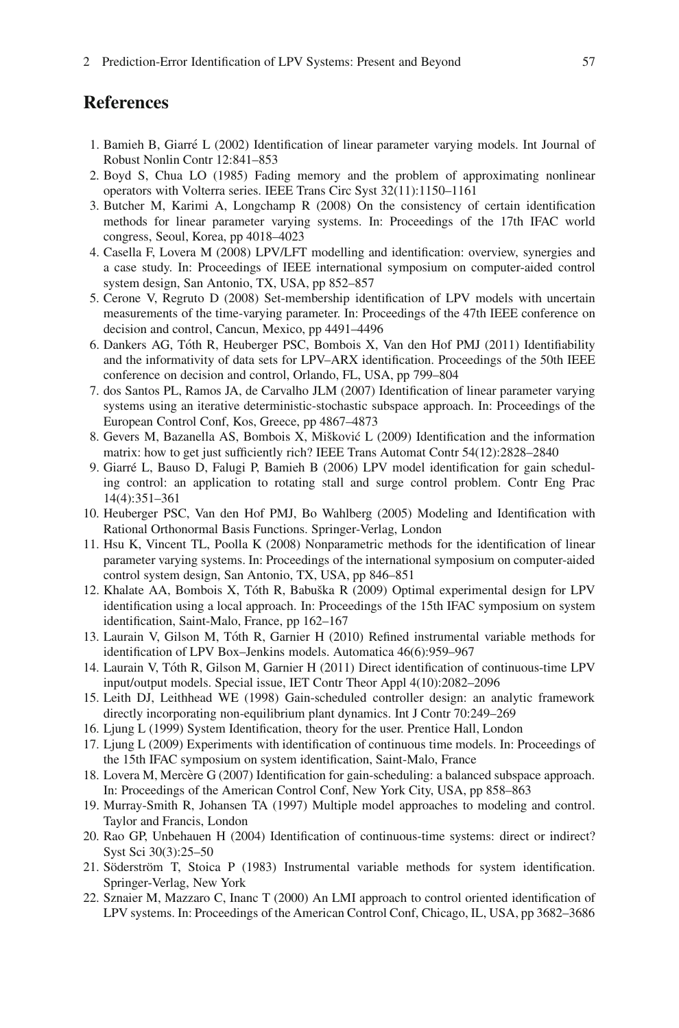## References

1. Bamieh B, Giarré L (2002) Identification of linear parameter varying models. Int Journal of Robust Nonlin Contr 12:841–853
2. Boyd S, Chua LO (1985) Fading memory and the problem of approximating nonlinear operators with Volterra series. IEEE Trans Circ Syst 32(11):1150–1161
3. Butcher M, Karimi A, Longchamp R (2008) On the consistency of certain identification methods for linear parameter varying systems. In: Proceedings of the 17th IFAC world congress, Seoul, Korea, pp 4018–4023
4. Casella F, Lovera M (2008) LPV/LFT modelling and identification: overview, synergies and a case study. In: Proceedings of IEEE international symposium on computer-aided control system design, San Antonio, TX, USA, pp 852–857
5. Cerone V, Regruto D (2008) Set-membership identification of LPV models with uncertain measurements of the time-varying parameter. In: Proceedings of the 47th IEEE conference on decision and control, Cancun, Mexico, pp 4491–4496
6. Dankers AG, Tóth R, Heuberger PSC, Bombois X, Van den Hof PMJ (2011) Identifiability and the informativity of data sets for LPV–ARX identification. Proceedings of the 50th IEEE conference on decision and control, Orlando, FL, USA, pp 799–804
7. dos Santos PL, Ramos JA, de Carvalho JLM (2007) Identification of linear parameter varying systems using an iterative deterministic-stochastic subspace approach. In: Proceedings of the European Control Conf, Kos, Greece, pp 4867–4873
8. Gevers M, Bazanella AS, Bombois X, Mišković L (2009) Identification and the information matrix: how to get just sufficiently rich? IEEE Trans Automat Contr 54(12):2828–2840
9. Giarré L, Bauso D, Falugi P, Bamieh B (2006) LPV model identification for gain scheduling control: an application to rotating stall and surge control problem. Contr Eng Prac 14(4):351–361
10. Heuberger PSC, Van den Hof PMJ, Bo Wahlberg (2005) Modeling and Identification with Rational Orthonormal Basis Functions. Springer-Verlag, London
11. Hsu K, Vincent TL, Poolla K (2008) Nonparametric methods for the identification of linear parameter varying systems. In: Proceedings of the international symposium on computer-aided control system design, San Antonio, TX, USA, pp 846–851
12. Khalate AA, Bombois X, Tóth R, Babuška R (2009) Optimal experimental design for LPV identification using a local approach. In: Proceedings of the 15th IFAC symposium on system identification, Saint-Malo, France, pp 162–167
13. Laurain V, Gilson M, Tóth R, Garnier H (2010) Refined instrumental variable methods for identification of LPV Box–Jenkins models. Automatica 46(6):959–967
14. Laurain V, Tóth R, Gilson M, Garnier H (2011) Direct identification of continuous-time LPV input/output models. Special issue, IET Contr Theor Appl 4(10):2082–2096
15. Leith DJ, Leithhead WE (1998) Gain-scheduled controller design: an analytic framework directly incorporating non-equilibrium plant dynamics. Int J Contr 70:249–269
16. Ljung L (1999) System Identification, theory for the user. Prentice Hall, London
17. Ljung L (2009) Experiments with identification of continuous time models. In: Proceedings of the 15th IFAC symposium on system identification, Saint-Malo, France
18. Lovera M, Mercère G (2007) Identification for gain-scheduling: a balanced subspace approach. In: Proceedings of the American Control Conf, New York City, USA, pp 858–863
19. Murray-Smith R, Johansen TA (1997) Multiple model approaches to modeling and control. Taylor and Francis, London
20. Rao GP, Unbehauen H (2004) Identification of continuous-time systems: direct or indirect? Syst Sci 30(3):25–50
21. Söderström T, Stoica P (1983) Instrumental variable methods for system identification. Springer-Verlag, New York
22. Sznaier M, Mazzaro C, Inanc T (2000) An LMI approach to control oriented identification of LPV systems. In: Proceedings of the American Control Conf, Chicago, IL, USA, pp 3682–3686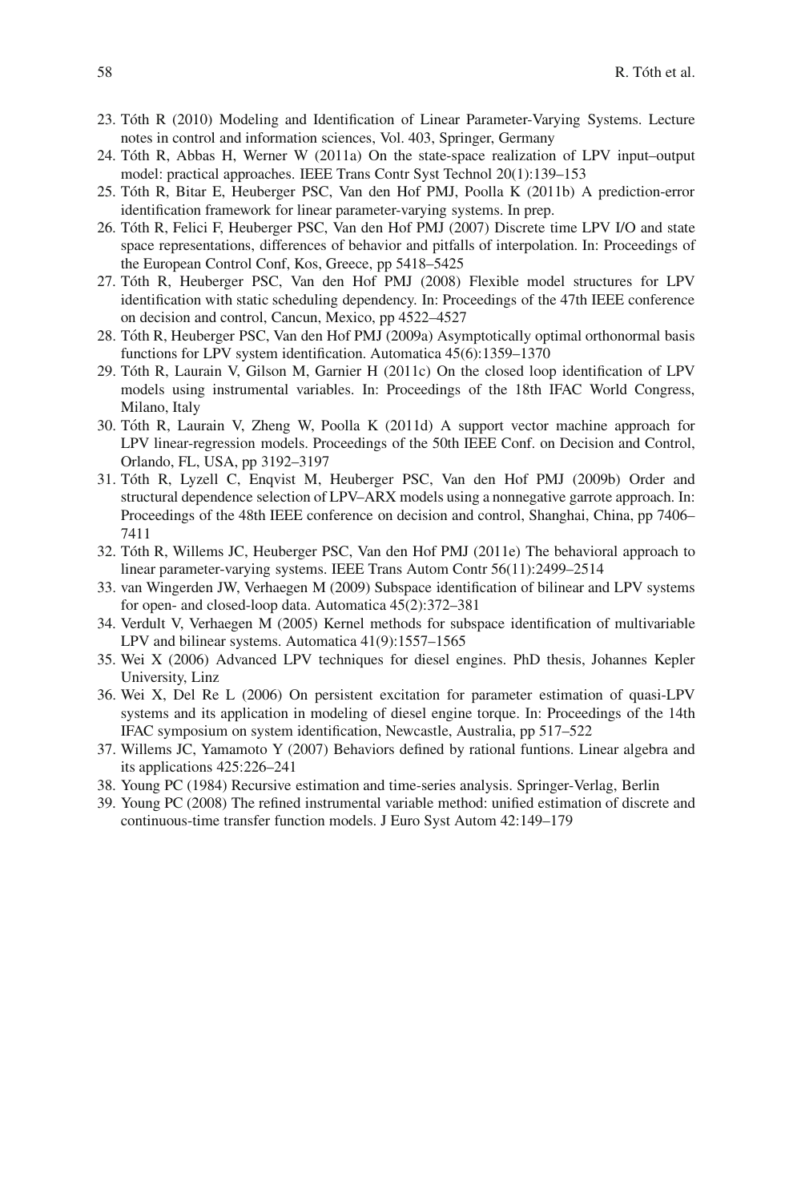23. Tóth R (2010) Modeling and Identification of Linear Parameter-Varying Systems. Lecture notes in control and information sciences, Vol. 403, Springer, Germany
24. Tóth R, Abbas H, Werner W (2011a) On the state-space realization of LPV input–output model: practical approaches. IEEE Trans Contr Syst Technol 20(1):139–153
25. Tóth R, Bitar E, Heuberger PSC, Van den Hof PMJ, Poolla K (2011b) A prediction-error identification framework for linear parameter-varying systems. In prep.
26. Tóth R, Felici F, Heuberger PSC, Van den Hof PMJ (2007) Discrete time LPV I/O and state space representations, differences of behavior and pitfalls of interpolation. In: Proceedings of the European Control Conf, Kos, Greece, pp 5418–5425
27. Tóth R, Heuberger PSC, Van den Hof PMJ (2008) Flexible model structures for LPV identification with static scheduling dependency. In: Proceedings of the 47th IEEE conference on decision and control, Cancun, Mexico, pp 4522–4527
28. Tóth R, Heuberger PSC, Van den Hof PMJ (2009a) Asymptotically optimal orthonormal basis functions for LPV system identification. Automatica 45(6):1359–1370
29. Tóth R, Laurain V, Gilson M, Garnier H (2011c) On the closed loop identification of LPV models using instrumental variables. In: Proceedings of the 18th IFAC World Congress, Milano, Italy
30. Tóth R, Laurain V, Zheng W, Poolla K (2011d) A support vector machine approach for LPV linear-regression models. Proceedings of the 50th IEEE Conf. on Decision and Control, Orlando, FL, USA, pp 3192–3197
31. Tóth R, Lyzell C, Enqvist M, Heuberger PSC, Van den Hof PMJ (2009b) Order and structural dependence selection of LPV–ARX models using a nonnegative garrote approach. In: Proceedings of the 48th IEEE conference on decision and control, Shanghai, China, pp 7406–7411
32. Tóth R, Willems JC, Heuberger PSC, Van den Hof PMJ (2011e) The behavioral approach to linear parameter-varying systems. IEEE Trans Autom Contr 56(11):2499–2514
33. van Wingerden JW, Verhaegen M (2009) Subspace identification of bilinear and LPV systems for open- and closed-loop data. Automatica 45(2):372–381
34. Verdult V, Verhaegen M (2005) Kernel methods for subspace identification of multivariable LPV and bilinear systems. Automatica 41(9):1557–1565
35. Wei X (2006) Advanced LPV techniques for diesel engines. PhD thesis, Johannes Kepler University, Linz
36. Wei X, Del Re L (2006) On persistent excitation for parameter estimation of quasi-LPV systems and its application in modeling of diesel engine torque. In: Proceedings of the 14th IFAC symposium on system identification, Newcastle, Australia, pp 517–522
37. Willems JC, Yamamoto Y (2007) Behaviors defined by rational funtions. Linear algebra and its applications 425:226–241
38. Young PC (1984) Recursive estimation and time-series analysis. Springer-Verlag, Berlin
39. Young PC (2008) The refined instrumental variable method: unified estimation of discrete and continuous-time transfer function models. J Euro Syst Autom 42:149–179